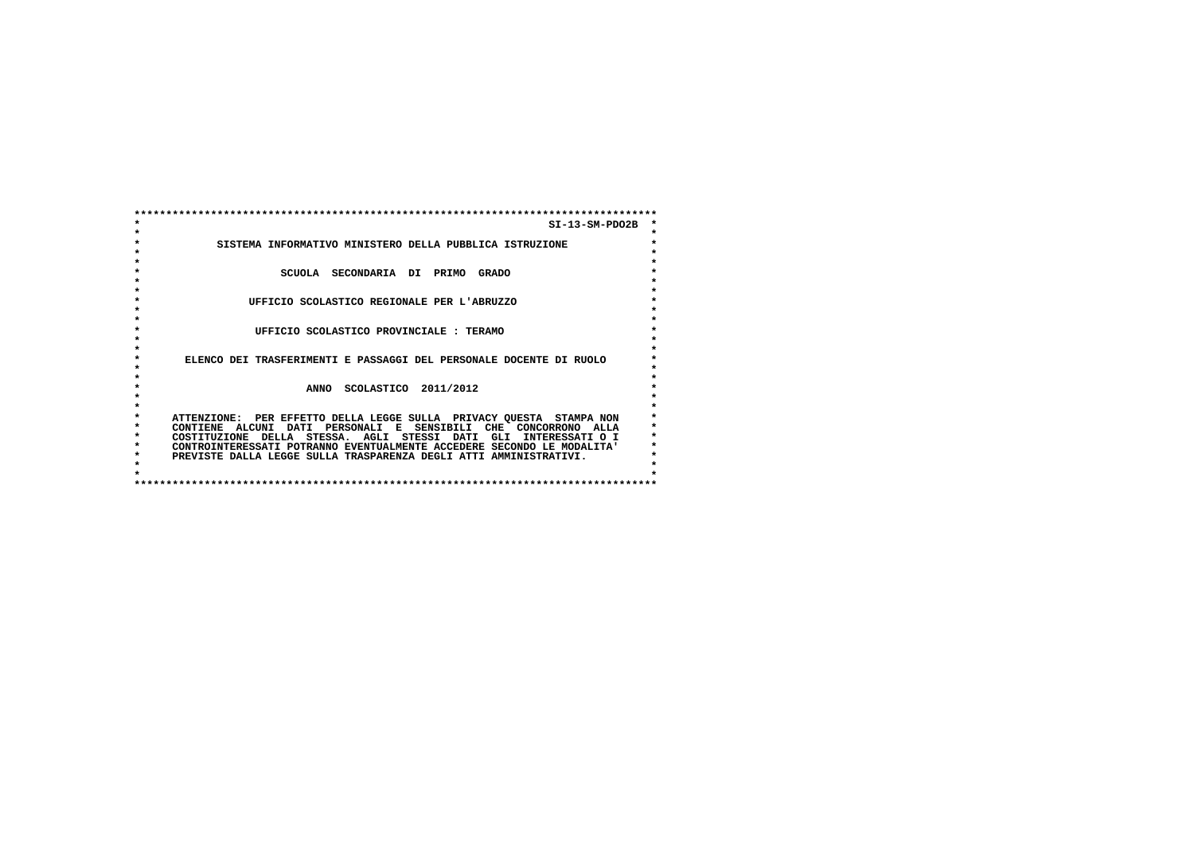SI-13-SM-PDO2B

SISTEMA INFORMATIVO MINISTERO DELLA PUBBLICA ISTRUZIONE

SCUOLA SECONDARIA DI PRIMO GRADO

UFFICIO SCOLASTICO REGIONALE PER L'ABRUZZO

UFFICIO SCOLASTICO PROVINCIALE : TERAMO

ELENCO DEI TRASFERIMENTI E PASSAGGI DEL PERSONALE DOCENTE DI RUOLO

ANNO SCOLASTICO 2011/2012

ATTENZIONE: PER EFFETTO DELLA LEGGE SULLA PRIVACY QUESTA STAMPA NON CONTIENE ALCUNI DATI PERSONALI E SENSIBILI CHE CONCORRONO ALLA COSTITUZIONE DELLA STESSA. AGLI STESSI DATI GLI INTERESSATI O I CONTROINTERESSATI POTRANNO EVENTUALMENTE ACCEDERE SECONDO LE MODALITA' PREVISTE DALLA LEGGE SULLA TRASPARENZA DEGLI ATTI AMMINISTRATIVI.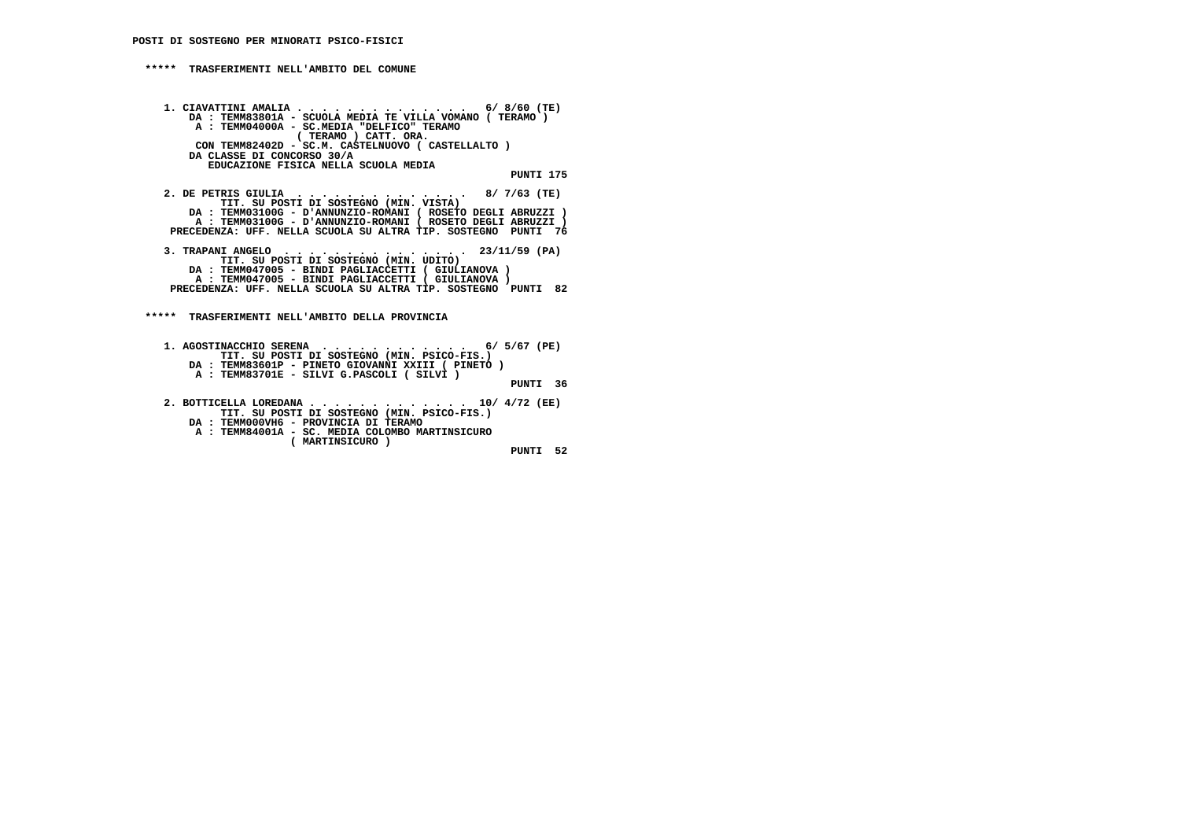# POSTI DI SOSTEGNO PER MINORATI PSICO-FISICI

## ***** TRASFERIMENTI NELL'AMBITO DEL COMUNE

1. CIAVATTINI AMALIA . . . . . . . . . . . . . . 6/ 8/60 (TE)
   DA : TEMM83801A - SCUOLA MEDIA TE VILLA VOMANO ( TERAMO )
   A : TEMM04000A - SC.MEDIA "DELFICO" TERAMO
   ( TERAMO ) CATT. ORA.
   CON TEMM82402D - SC.M. CASTELNUOVO ( CASTELLALTO )
   DA CLASSE DI CONCORSO 30/A
   EDUCAZIONE FISICA NELLA SCUOLA MEDIA
   PUNTI 175

2. DE PETRIS GIULIA . . . . . . . . . . . . . 8/ 7/63 (TE)
   TIT. SU POSTI DI SOSTEGNO (MIN. VISTA)
   DA : TEMM03100G - D'ANNUNZIO-ROMANI ( ROSETO DEGLI ABRUZZI )
   A : TEMM03100G - D'ANNUNZIO-ROMANI ( ROSETO DEGLI ABRUZZI )
   PRECEDENZA: UFF. NELLA SCUOLA SU ALTRA TIP. SOSTEGNO PUNTI 76

3. TRAPANI ANGELO . . . . . . . . . . . . . . 23/11/59 (PA)
   TIT. SU POSTI DI SOSTEGNO (MIN. UDITO)
   DA : TEMM047005 - BINDI PAGLIACCETTI ( GIULIANOVA )
   A : TEMM047005 - BINDI PAGLIACCETTI ( GIULIANOVA )
   PRECEDENZA: UFF. NELLA SCUOLA SU ALTRA TIP. SOSTEGNO PUNTI 82

## ***** TRASFERIMENTI NELL'AMBITO DELLA PROVINCIA

1. AGOSTINACCHIO SERENA . . . . . . . . . . . . 6/ 5/67 (PE)
   TIT. SU POSTI DI SOSTEGNO (MIN. PSICO-FIS.)
   DA : TEMM83601P - PINETO GIOVANNI XXIII ( PINETO )
   A : TEMM83701E - SILVI G.PASCOLI ( SILVI )
   PUNTI 36

2. BOTTICELLA LOREDANA . . . . . . . . . . . . . 10/ 4/72 (EE)
   TIT. SU POSTI DI SOSTEGNO (MIN. PSICO-FIS.)
   DA : TEMM000VH6 - PROVINCIA DI TERAMO
   A : TEMM84001A - SC. MEDIA COLOMBO MARTINSICURO
   ( MARTINSICURO )
   PUNTI 52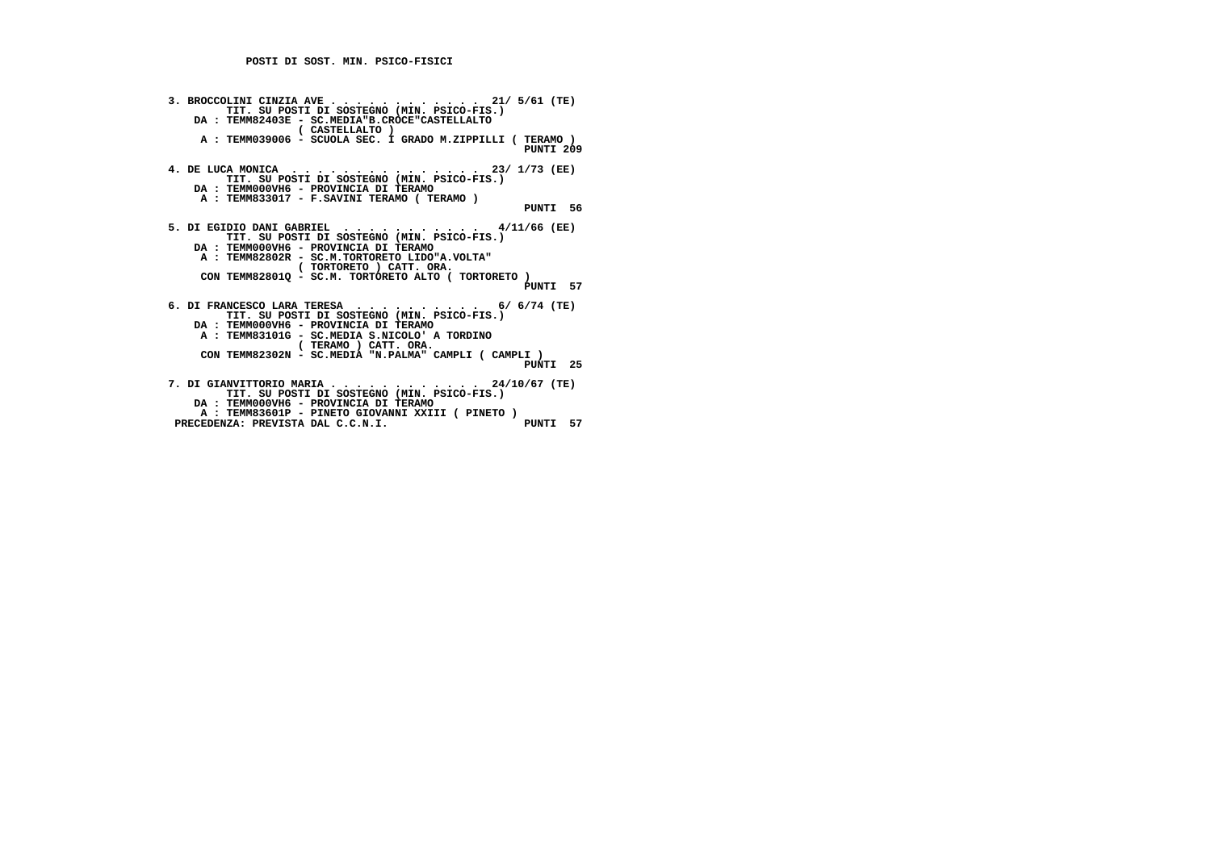**POSTI DI SOST. MIN. PSICO-FISICI**

```
3. BROCCOLINI CINZIA AVE . . . . . . . . . . . .  21/ 5/61 (TE)
         TIT. SU POSTI DI SOSTEGNO (MIN. PSICO-FIS.)
    DA : TEMM82403E - SC.MEDIA"B.CROCE"CASTELLALTO
                    ( CASTELLALTO )
     A : TEMM039006 - SCUOLA SEC. I GRADO M.ZIPPILLI ( TERAMO )
                                                        PUNTI 209

4. DE LUCA MONICA  . . . . . . . . . . . . . . .  23/ 1/73 (EE)
         TIT. SU POSTI DI SOSTEGNO (MIN. PSICO-FIS.)
    DA : TEMM000VH6 - PROVINCIA DI TERAMO
     A : TEMM833017 - F.SAVINI TERAMO ( TERAMO )
                                                        PUNTI  56

5. DI EGIDIO DANI GABRIEL  . . . . . . . . . . .   4/11/66 (EE)
         TIT. SU POSTI DI SOSTEGNO (MIN. PSICO-FIS.)
    DA : TEMM000VH6 - PROVINCIA DI TERAMO
     A : TEMM82802R - SC.M.TORTORETO LIDO"A.VOLTA"
                    ( TORTORETO ) CATT. ORA.
     CON TEMM82801Q - SC.M. TORTORETO ALTO ( TORTORETO )
                                                        PUNTI  57

6. DI FRANCESCO LARA TERESA  . . . . . . . . . .   6/ 6/74 (TE)
         TIT. SU POSTI DI SOSTEGNO (MIN. PSICO-FIS.)
    DA : TEMM000VH6 - PROVINCIA DI TERAMO
     A : TEMM83101G - SC.MEDIA S.NICOLO' A TORDINO
                    ( TERAMO ) CATT. ORA.
     CON TEMM82302N - SC.MEDIA "N.PALMA" CAMPLI ( CAMPLI )
                                                        PUNTI  25

7. DI GIANVITTORIO MARIA . . . . . . . . . . . .  24/10/67 (TE)
         TIT. SU POSTI DI SOSTEGNO (MIN. PSICO-FIS.)
    DA : TEMM000VH6 - PROVINCIA DI TERAMO
     A : TEMM83601P - PINETO GIOVANNI XXIII ( PINETO )
 PRECEDENZA: PREVISTA DAL C.C.N.I.                      PUNTI  57
```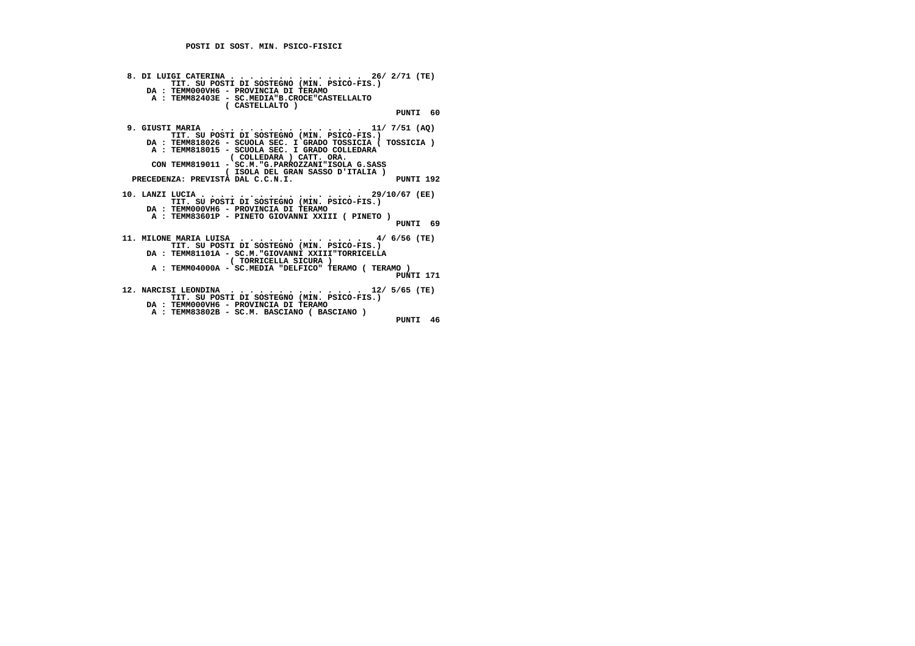## POSTI DI SOST. MIN. PSICO-FISICI

**8. DI LUIGI CATERINA . . . . . . . . . . . . . . 26/ 2/71 (TE)**
TIT. SU POSTI DI SOSTEGNO (MIN. PSICO-FIS.)
DA : TEMM000VH6 - PROVINCIA DI TERAMO
A : TEMM82403E - SC.MEDIA"B.CROCE"CASTELLALTO ( CASTELLALTO )
PUNTI 60

**9. GIUSTI MARIA . . . . . . . . . . . . . . . 11/ 7/51 (AQ)**
TIT. SU POSTI DI SOSTEGNO (MIN. PSICO-FIS.)
DA : TEMM818026 - SCUOLA SEC. I GRADO TOSSICIA ( TOSSICIA )
A : TEMM818015 - SCUOLA SEC. I GRADO COLLEDARA ( COLLEDARA ) CATT. ORA.
CON TEMM819011 - SC.M."G.PARROZZANI"ISOLA G.SASS ( ISOLA DEL GRAN SASSO D'ITALIA )
PRECEDENZA: PREVISTA DAL C.C.N.I.
PUNTI 192

**10. LANZI LUCIA . . . . . . . . . . . . . . . . 29/10/67 (EE)**
TIT. SU POSTI DI SOSTEGNO (MIN. PSICO-FIS.)
DA : TEMM000VH6 - PROVINCIA DI TERAMO
A : TEMM83601P - PINETO GIOVANNI XXIII ( PINETO )
PUNTI 69

**11. MILONE MARIA LUISA . . . . . . . . . . . . . 4/ 6/56 (TE)**
TIT. SU POSTI DI SOSTEGNO (MIN. PSICO-FIS.)
DA : TEMM81101A - SC.M."GIOVANNI XXIII"TORRICELLA ( TORRICELLA SICURA )
A : TEMM04000A - SC.MEDIA "DELFICO" TERAMO ( TERAMO )
PUNTI 171

**12. NARCISI LEONDINA . . . . . . . . . . . . . 12/ 5/65 (TE)**
TIT. SU POSTI DI SOSTEGNO (MIN. PSICO-FIS.)
DA : TEMM000VH6 - PROVINCIA DI TERAMO
A : TEMM83802B - SC.M. BASCIANO ( BASCIANO )
PUNTI 46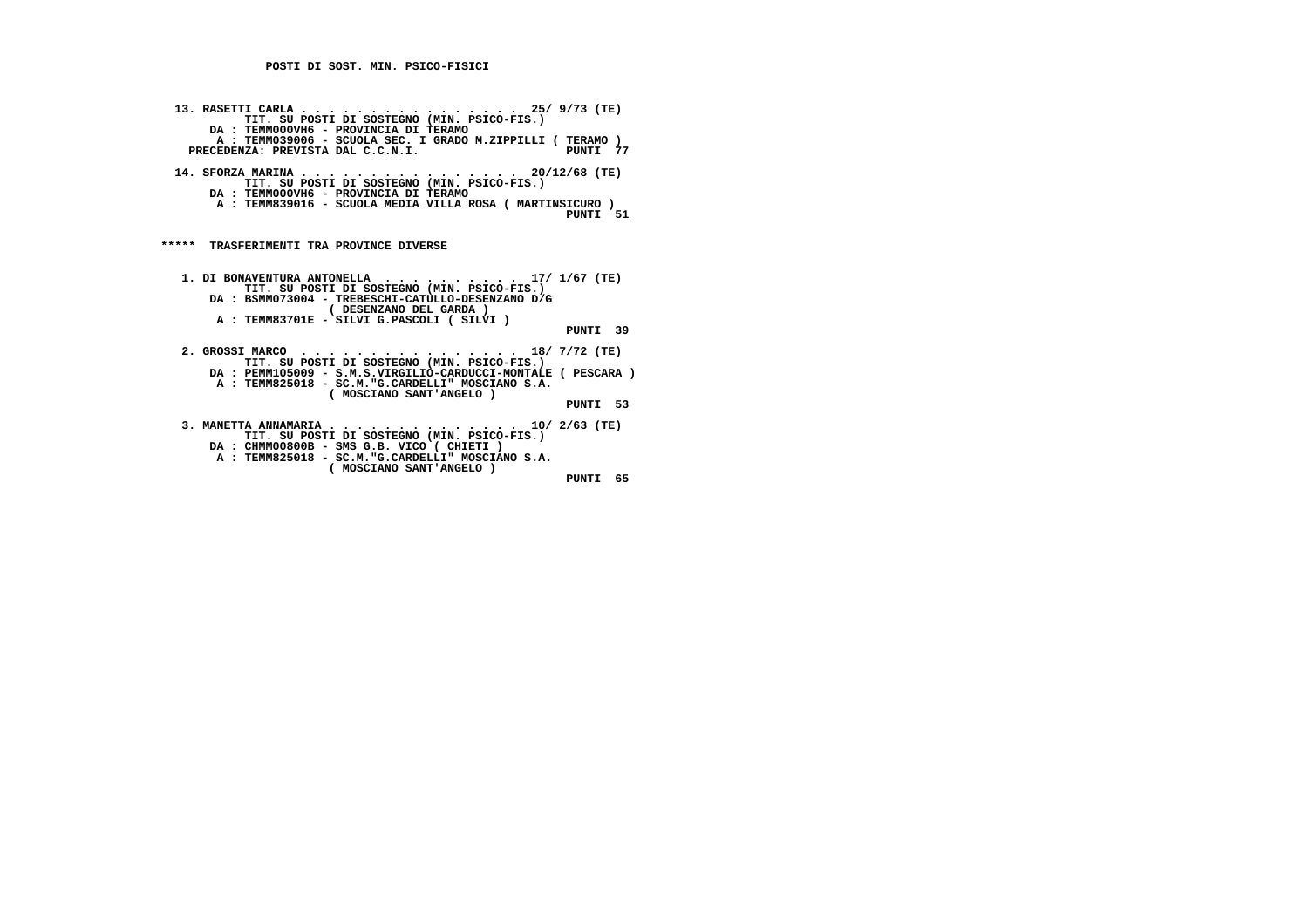**POSTI DI SOST. MIN. PSICO-FISICI**

**13. RASETTI CARLA . . . . . . . . . . . . . . . . 25/ 9/73 (TE)**
TIT. SU POSTI DI SOSTEGNO (MIN. PSICO-FIS.)
DA : TEMM000VH6 - PROVINCIA DI TERAMO
A : TEMM039006 - SCUOLA SEC. I GRADO M.ZIPPILLI ( TERAMO )
PRECEDENZA: PREVISTA DAL C.C.N.I. PUNTI 77

**14. SFORZA MARINA . . . . . . . . . . . . . . . . 20/12/68 (TE)**
TIT. SU POSTI DI SOSTEGNO (MIN. PSICO-FIS.)
DA : TEMM000VH6 - PROVINCIA DI TERAMO
A : TEMM839016 - SCUOLA MEDIA VILLA ROSA ( MARTINSICURO )
PUNTI 51

## ***** TRASFERIMENTI TRA PROVINCE DIVERSE

**1. DI BONAVENTURA ANTONELLA . . . . . . . . . . 17/ 1/67 (TE)**
TIT. SU POSTI DI SOSTEGNO (MIN. PSICO-FIS.)
DA : BSMM073004 - TREBESCHI-CATULLO-DESENZANO D/G ( DESENZANO DEL GARDA )
A : TEMM83701E - SILVI G.PASCOLI ( SILVI )
PUNTI 39

**2. GROSSI MARCO . . . . . . . . . . . . . . . . 18/ 7/72 (TE)**
TIT. SU POSTI DI SOSTEGNO (MIN. PSICO-FIS.)
DA : PEMM105009 - S.M.S.VIRGILIO-CARDUCCI-MONTALE ( PESCARA )
A : TEMM825018 - SC.M."G.CARDELLI" MOSCIANO S.A. ( MOSCIANO SANT'ANGELO )
PUNTI 53

**3. MANETTA ANNAMARIA . . . . . . . . . . . . . . 10/ 2/63 (TE)**
TIT. SU POSTI DI SOSTEGNO (MIN. PSICO-FIS.)
DA : CHMM00800B - SMS G.B. VICO ( CHIETI )
A : TEMM825018 - SC.M."G.CARDELLI" MOSCIANO S.A. ( MOSCIANO SANT'ANGELO )
PUNTI 65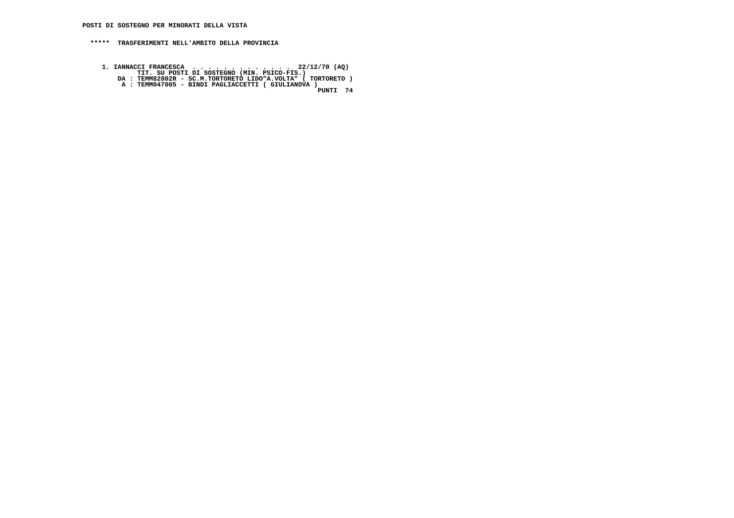**POSTI DI SOSTEGNO PER MINORATI DELLA VISTA**

**\*\*\*\*\*  TRASFERIMENTI NELL'AMBITO DELLA PROVINCIA**

```
1. IANNACCI FRANCESCA  . . . . . . . . . . . . .  22/12/70 (AQ)
         TIT. SU POSTI DI SOSTEGNO (MIN. PSICO-FIS.)
    DA : TEMM82802R - SC.M.TORTORETO LIDO"A.VOLTA" ( TORTORETO )
     A : TEMM047005 - BINDI PAGLIACCETTI ( GIULIANOVA )
                                                       PUNTI  74
```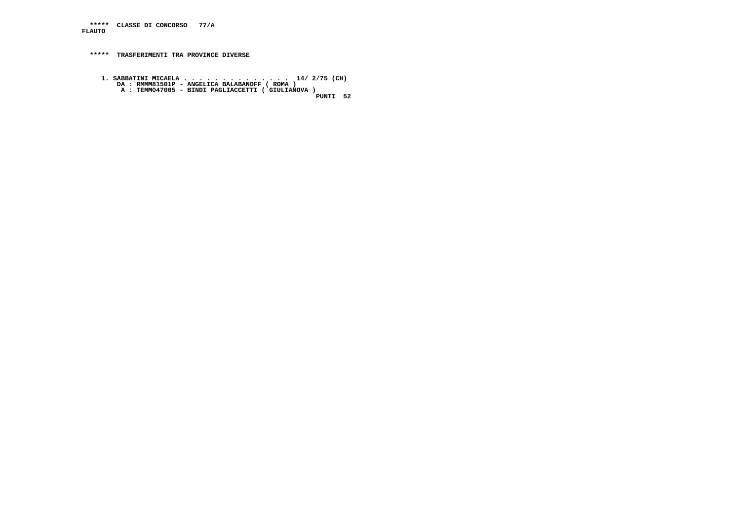**\*\*\*\*\*  CLASSE DI CONCORSO   77/A**
**FLAUTO**

**\*\*\*\*\*  TRASFERIMENTI TRA PROVINCE DIVERSE**

1. **SABBATINI MICAELA . . . . . . . . . . . . . . 14/ 2/75 (CH)**
   **DA : RMMM81501P - ANGELICA BALABANOFF ( ROMA )**
   **A : TEMM047005 - BINDI PAGLIACCETTI ( GIULIANOVA )**
   **PUNTI  52**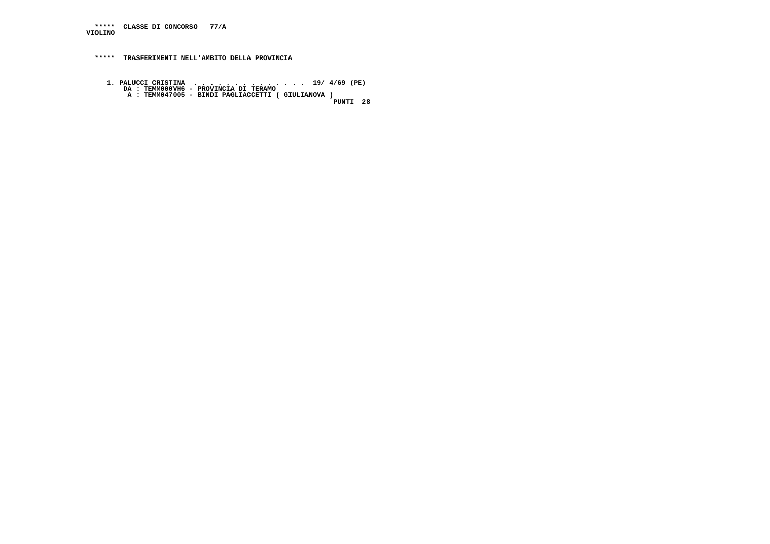\*\*\*\*\*  CLASSE DI CONCORSO   77/A
VIOLINO

\*\*\*\*\*  TRASFERIMENTI NELL'AMBITO DELLA PROVINCIA

1. PALUCCI CRISTINA  . . . . . . . . . . . . . .  19/ 4/69 (PE)
   DA : TEMM000VH6 - PROVINCIA DI TERAMO
   A : TEMM047005 - BINDI PAGLIACCETTI ( GIULIANOVA )
   PUNTI  28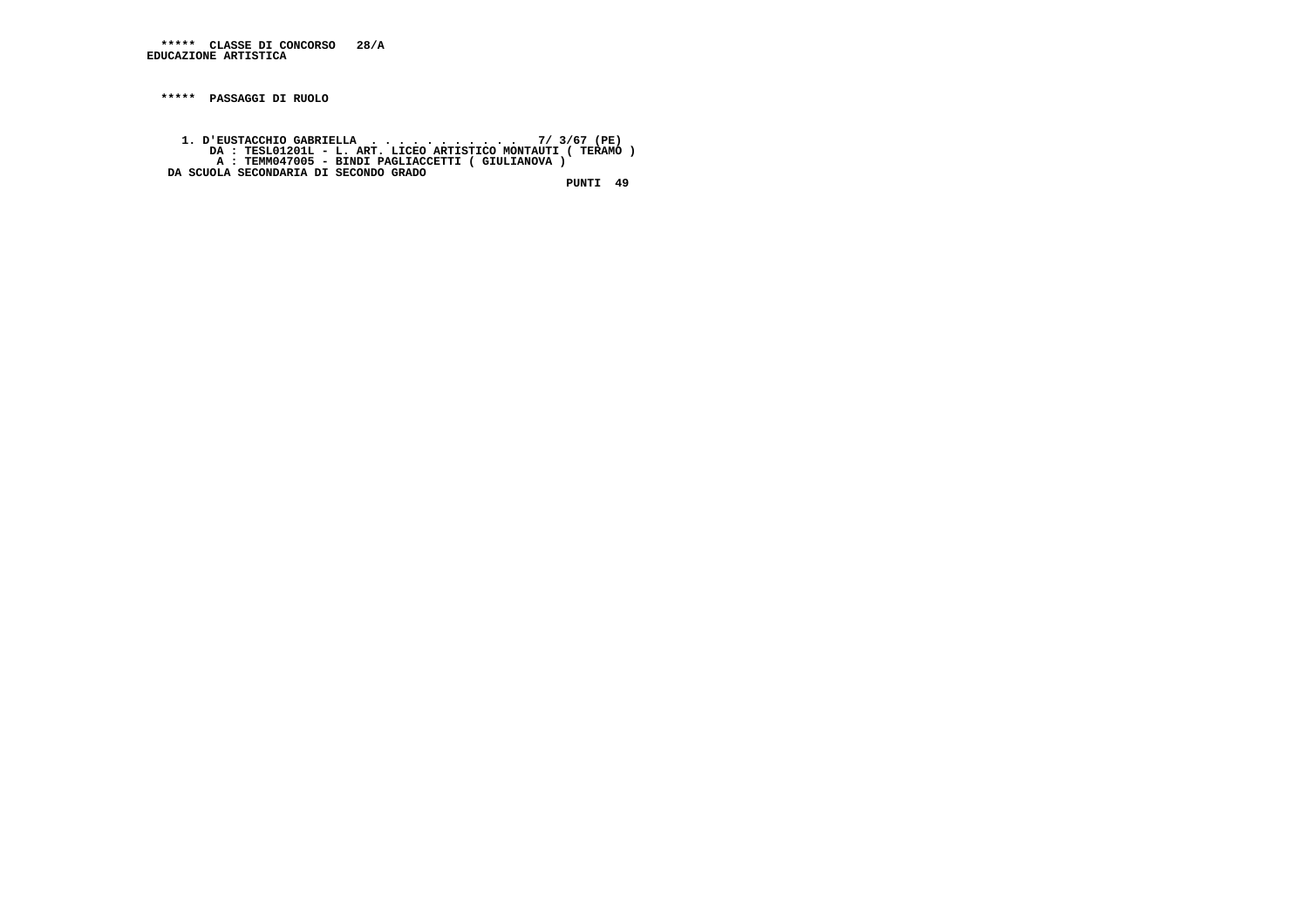**\*\*\*\*\*  CLASSE DI CONCORSO   28/A**
**EDUCAZIONE ARTISTICA**

**\*\*\*\*\*  PASSAGGI DI RUOLO**

1. D'EUSTACCHIO GABRIELLA  . . . . . . . . . . .  7/ 3/67 (PE)
   DA : TESL01201L - L. ART. LICEO ARTISTICO MONTAUTI ( TERAMO )
   A : TEMM047005 - BINDI PAGLIACCETTI ( GIULIANOVA )
   DA SCUOLA SECONDARIA DI SECONDO GRADO
   PUNTI  49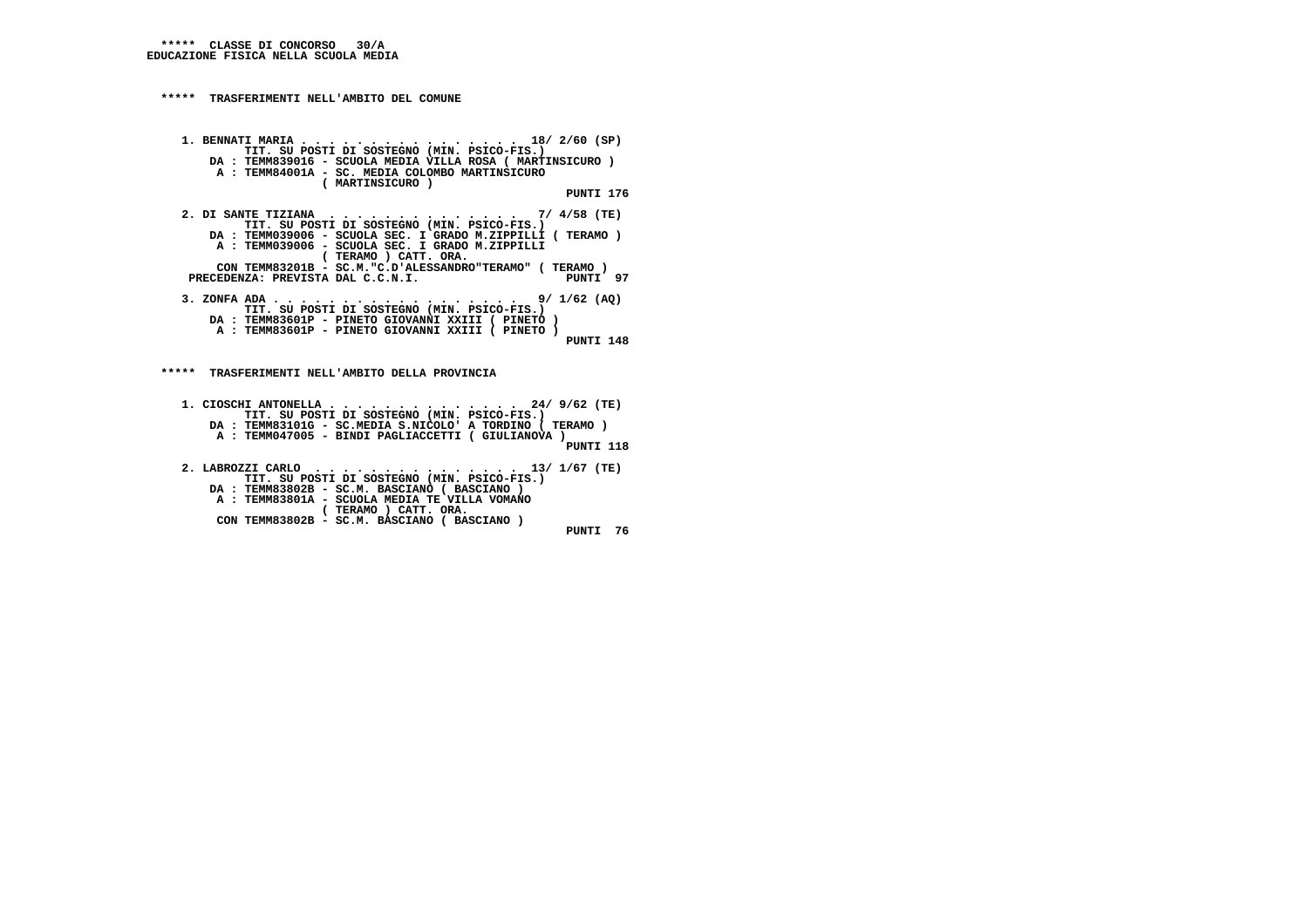**\*\*\*\*\* CLASSE DI CONCORSO 30/A**
**EDUCAZIONE FISICA NELLA SCUOLA MEDIA**

**\*\*\*\*\* TRASFERIMENTI NELL'AMBITO DEL COMUNE**

1. BENNATI MARIA . . . . . . . . . . . . . . . 18/ 2/60 (SP)
   TIT. SU POSTI DI SOSTEGNO (MIN. PSICO-FIS.)
   DA : TEMM839016 - SCUOLA MEDIA VILLA ROSA ( MARTINSICURO )
   A : TEMM84001A - SC. MEDIA COLOMBO MARTINSICURO ( MARTINSICURO )
   PUNTI 176

2. DI SANTE TIZIANA . . . . . . . . . . . . . 7/ 4/58 (TE)
   TIT. SU POSTI DI SOSTEGNO (MIN. PSICO-FIS.)
   DA : TEMM039006 - SCUOLA SEC. I GRADO M.ZIPPILLI ( TERAMO )
   A : TEMM039006 - SCUOLA SEC. I GRADO M.ZIPPILLI ( TERAMO ) CATT. ORA.
   CON TEMM83201B - SC.M."C.D'ALESSANDRO"TERAMO" ( TERAMO )
   PRECEDENZA: PREVISTA DAL C.C.N.I.
   PUNTI 97

3. ZONFA ADA . . . . . . . . . . . . . . . . . 9/ 1/62 (AQ)
   TIT. SU POSTI DI SOSTEGNO (MIN. PSICO-FIS.)
   DA : TEMM83601P - PINETO GIOVANNI XXIII ( PINETO )
   A : TEMM83601P - PINETO GIOVANNI XXIII ( PINETO )
   PUNTI 148

**\*\*\*\*\* TRASFERIMENTI NELL'AMBITO DELLA PROVINCIA**

1. CIOSCHI ANTONELLA . . . . . . . . . . . . . 24/ 9/62 (TE)
   TIT. SU POSTI DI SOSTEGNO (MIN. PSICO-FIS.)
   DA : TEMM83101G - SC.MEDIA S.NICOLO' A TORDINO ( TERAMO )
   A : TEMM047005 - BINDI PAGLIACCETTI ( GIULIANOVA )
   PUNTI 118

2. LABROZZI CARLO . . . . . . . . . . . . . . 13/ 1/67 (TE)
   TIT. SU POSTI DI SOSTEGNO (MIN. PSICO-FIS.)
   DA : TEMM83802B - SC.M. BASCIANO ( BASCIANO )
   A : TEMM83801A - SCUOLA MEDIA TE VILLA VOMANO ( TERAMO ) CATT. ORA.
   CON TEMM83802B - SC.M. BASCIANO ( BASCIANO )
   PUNTI 76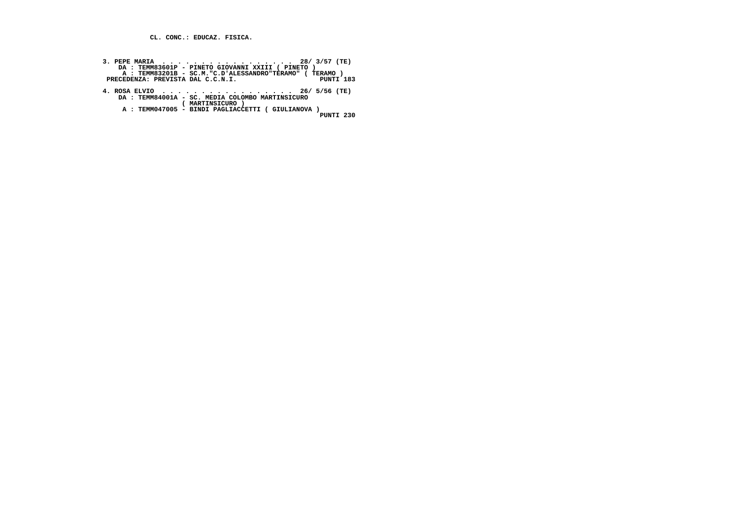CL. CONC.: EDUCAZ. FISICA.

3. PEPE MARIA . . . . . . . . . . . . . . . . . . 28/ 3/57 (TE)
DA : TEMM83601P - PINETO GIOVANNI XXIII ( PINETO )
A : TEMM83201B - SC.M."C.D'ALESSANDRO"TERAMO" ( TERAMO )
PRECEDENZA: PREVISTA DAL C.C.N.I. PUNTI 183

4. ROSA ELVIO . . . . . . . . . . . . . . . . . . 26/ 5/56 (TE)
DA : TEMM84001A - SC. MEDIA COLOMBO MARTINSICURO
( MARTINSICURO )
A : TEMM047005 - BINDI PAGLIACCETTI ( GIULIANOVA )
PUNTI 230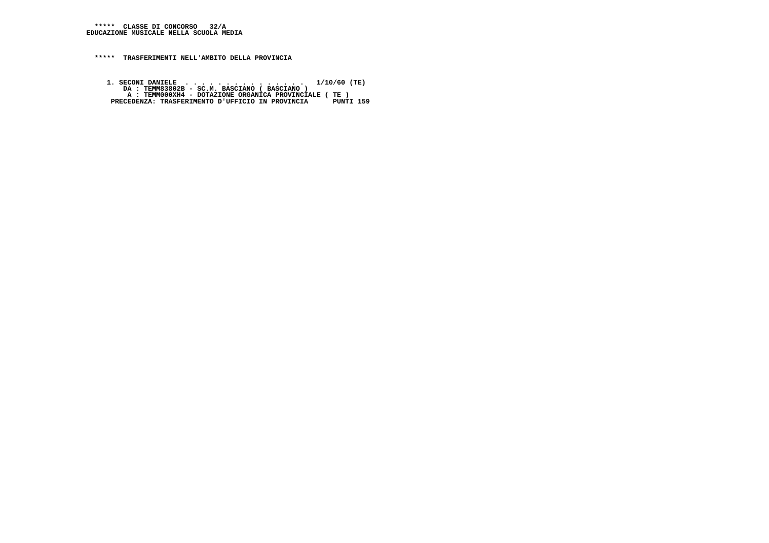***** CLASSE DI CONCORSO 32/A
EDUCAZIONE MUSICALE NELLA SCUOLA MEDIA

***** TRASFERIMENTI NELL'AMBITO DELLA PROVINCIA

1. SECONI DANIELE . . . . . . . . . . . . . . . 1/10/60 (TE)
DA : TEMM83802B - SC.M. BASCIANO ( BASCIANO )
A : TEMM000XH4 - DOTAZIONE ORGANICA PROVINCIALE ( TE )
PRECEDENZA: TRASFERIMENTO D'UFFICIO IN PROVINCIA PUNTI 159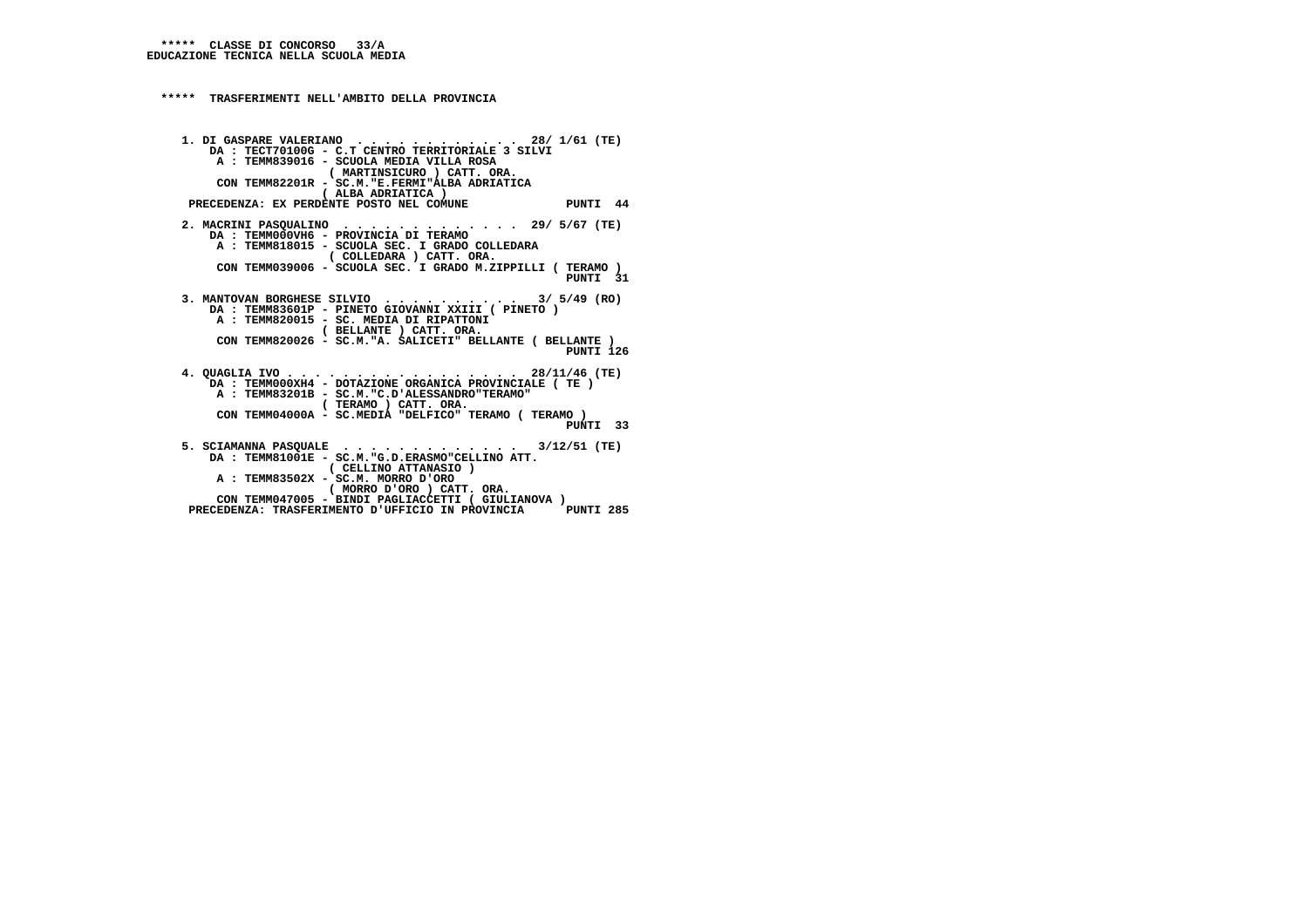**\*\*\*\*\*  CLASSE DI CONCORSO   33/A**
**EDUCAZIONE TECNICA NELLA SCUOLA MEDIA**

**\*\*\*\*\*  TRASFERIMENTI NELL'AMBITO DELLA PROVINCIA**

```
1. DI GASPARE VALERIANO  . . . . . . . . . . . .  28/ 1/61 (TE)
   DA : TECT70100G - C.T CENTRO TERRITORIALE 3 SILVI
    A : TEMM839016 - SCUOLA MEDIA VILLA ROSA
                    ( MARTINSICURO ) CATT. ORA.
    CON TEMM82201R - SC.M."E.FERMI"ALBA ADRIATICA
                   ( ALBA ADRIATICA )
 PRECEDENZA: EX PERDENTE POSTO NEL COMUNE              PUNTI  44

2. MACRINI PASQUALINO  . . . . . . . . . . . . .  29/ 5/67 (TE)
   DA : TEMM000VH6 - PROVINCIA DI TERAMO
    A : TEMM818015 - SCUOLA SEC. I GRADO COLLEDARA
                    ( COLLEDARA ) CATT. ORA.
    CON TEMM039006 - SCUOLA SEC. I GRADO M.ZIPPILLI ( TERAMO )
                                                        PUNTI  31

3. MANTOVAN BORGHESE SILVIO  . . . . . . . . . .   3/ 5/49 (RO)
   DA : TEMM83601P - PINETO GIOVANNI XXIII ( PINETO )
    A : TEMM820015 - SC. MEDIA DI RIPATTONI
                   ( BELLANTE ) CATT. ORA.
    CON TEMM820026 - SC.M."A. SALICETI" BELLANTE ( BELLANTE )
                                                        PUNTI 126

4. QUAGLIA IVO . . . . . . . . . . . . . . . . .  28/11/46 (TE)
   DA : TEMM000XH4 - DOTAZIONE ORGANICA PROVINCIALE ( TE )
    A : TEMM83201B - SC.M."C.D'ALESSANDRO"TERAMO"
                   ( TERAMO ) CATT. ORA.
    CON TEMM04000A - SC.MEDIA "DELFICO" TERAMO ( TERAMO )
                                                        PUNTI  33

5. SCIAMANNA PASQUALE  . . . . . . . . . . . . .   3/12/51 (TE)
   DA : TEMM81001E - SC.M."G.D.ERASMO"CELLINO ATT.
                    ( CELLINO ATTANASIO )
    A : TEMM83502X - SC.M. MORRO D'ORO
                    ( MORRO D'ORO ) CATT. ORA.
    CON TEMM047005 - BINDI PAGLIACCETTI ( GIULIANOVA )
 PRECEDENZA: TRASFERIMENTO D'UFFICIO IN PROVINCIA      PUNTI 285
```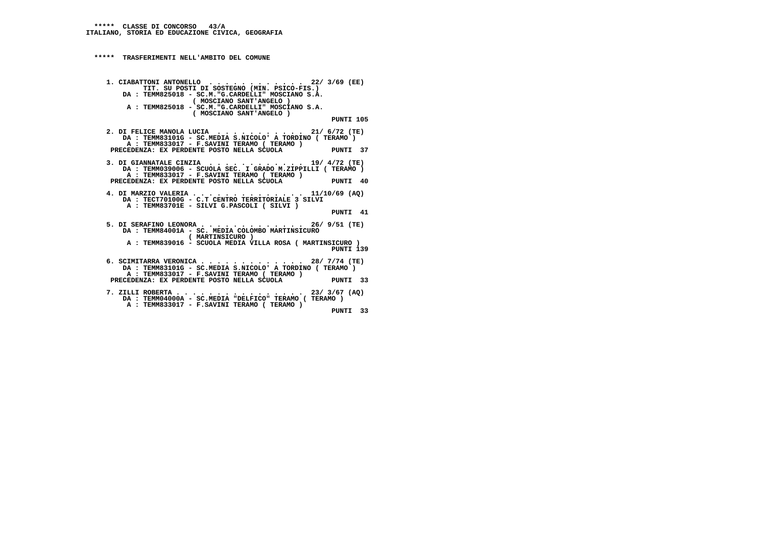\***** CLASSE DI CONCORSO 43/A
ITALIANO, STORIA ED EDUCAZIONE CIVICA, GEOGRAFIA

\***** TRASFERIMENTI NELL'AMBITO DEL COMUNE

1. CIABATTONI ANTONELLO . . . . . . . . . . . . 22/ 3/69 (EE)
   TIT. SU POSTI DI SOSTEGNO (MIN. PSICO-FIS.)
   DA : TEMM825018 - SC.M."G.CARDELLI" MOSCIANO S.A. ( MOSCIANO SANT'ANGELO )
   A : TEMM825018 - SC.M."G.CARDELLI" MOSCIANO S.A. ( MOSCIANO SANT'ANGELO )
   PUNTI 105

2. DI FELICE MANOLA LUCIA . . . . . . . . . . . 21/ 6/72 (TE)
   DA : TEMM83101G - SC.MEDIA S.NICOLO' A TORDINO ( TERAMO )
   A : TEMM833017 - F.SAVINI TERAMO ( TERAMO )
   PRECEDENZA: EX PERDENTE POSTO NELLA SCUOLA PUNTI 37

3. DI GIANNATALE CINZIA . . . . . . . . . . . . 19/ 4/72 (TE)
   DA : TEMM039006 - SCUOLA SEC. I GRADO M.ZIPPILLI ( TERAMO )
   A : TEMM833017 - F.SAVINI TERAMO ( TERAMO )
   PRECEDENZA: EX PERDENTE POSTO NELLA SCUOLA PUNTI 40

4. DI MARZIO VALERIA . . . . . . . . . . . . . . 11/10/69 (AQ)
   DA : TECT70100G - C.T CENTRO TERRITORIALE 3 SILVI
   A : TEMM83701E - SILVI G.PASCOLI ( SILVI )
   PUNTI 41

5. DI SERAFINO LEONORA . . . . . . . . . . . . . 26/ 9/51 (TE)
   DA : TEMM84001A - SC. MEDIA COLOMBO MARTINSICURO ( MARTINSICURO )
   A : TEMM839016 - SCUOLA MEDIA VILLA ROSA ( MARTINSICURO )
   PUNTI 139

6. SCIMITARRA VERONICA . . . . . . . . . . . . . 28/ 7/74 (TE)
   DA : TEMM83101G - SC.MEDIA S.NICOLO' A TORDINO ( TERAMO )
   A : TEMM833017 - F.SAVINI TERAMO ( TERAMO )
   PRECEDENZA: EX PERDENTE POSTO NELLA SCUOLA PUNTI 33

7. ZILLI ROBERTA . . . . . . . . . . . . . . . . 23/ 3/67 (AQ)
   DA : TEMM04000A - SC.MEDIA "DELFICO" TERAMO ( TERAMO )
   A : TEMM833017 - F.SAVINI TERAMO ( TERAMO )
   PUNTI 33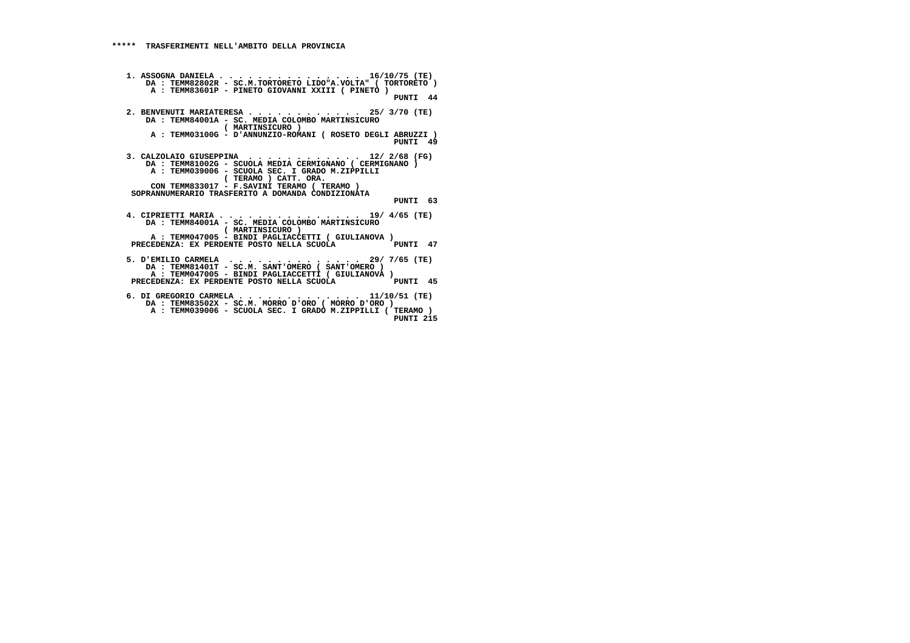**\*\*\*\*\* TRASFERIMENTI NELL'AMBITO DELLA PROVINCIA**

```
 1. ASSOGNA DANIELA . . . . . . . . . . . . . . .  16/10/75 (TE)
    DA : TEMM82802R - SC.M.TORTORETO LIDO"A.VOLTA" ( TORTORETO )
     A : TEMM83601P - PINETO GIOVANNI XXIII ( PINETO )
                                                          PUNTI  44

 2. BENVENUTI MARIATERESA . . . . . . . . . . . .  25/ 3/70 (TE)
    DA : TEMM84001A - SC. MEDIA COLOMBO MARTINSICURO
                      ( MARTINSICURO )
     A : TEMM03100G - D'ANNUNZIO-ROMANI ( ROSETO DEGLI ABRUZZI )
                                                          PUNTI  49

 3. CALZOLAIO GIUSEPPINA  . . . . . . . . . . . .  12/ 2/68 (FG)
    DA : TEMM81002G - SCUOLA MEDIA CERMIGNANO ( CERMIGNANO )
     A : TEMM039006 - SCUOLA SEC. I GRADO M.ZIPPILLI
                      ( TERAMO ) CATT. ORA.
     CON TEMM833017 - F.SAVINI TERAMO ( TERAMO )
  SOPRANNUMERARIO TRASFERITO A DOMANDA CONDIZIONATA
                                                          PUNTI  63

 4. CIPRIETTI MARIA . . . . . . . . . . . . . . .  19/ 4/65 (TE)
    DA : TEMM84001A - SC. MEDIA COLOMBO MARTINSICURO
                      ( MARTINSICURO )
     A : TEMM047005 - BINDI PAGLIACCETTI ( GIULIANOVA )
  PRECEDENZA: EX PERDENTE POSTO NELLA SCUOLA              PUNTI  47

 5. D'EMILIO CARMELA  . . . . . . . . . . . . . .  29/ 7/65 (TE)
    DA : TEMM81401T - SC.M. SANT'OMERO ( SANT'OMERO )
     A : TEMM047005 - BINDI PAGLIACCETTI ( GIULIANOVA )
  PRECEDENZA: EX PERDENTE POSTO NELLA SCUOLA              PUNTI  45

 6. DI GREGORIO CARMELA . . . . . . . . . . . . .  11/10/51 (TE)
    DA : TEMM83502X - SC.M. MORRO D'ORO ( MORRO D'ORO )
     A : TEMM039006 - SCUOLA SEC. I GRADO M.ZIPPILLI ( TERAMO )
                                                          PUNTI 215
```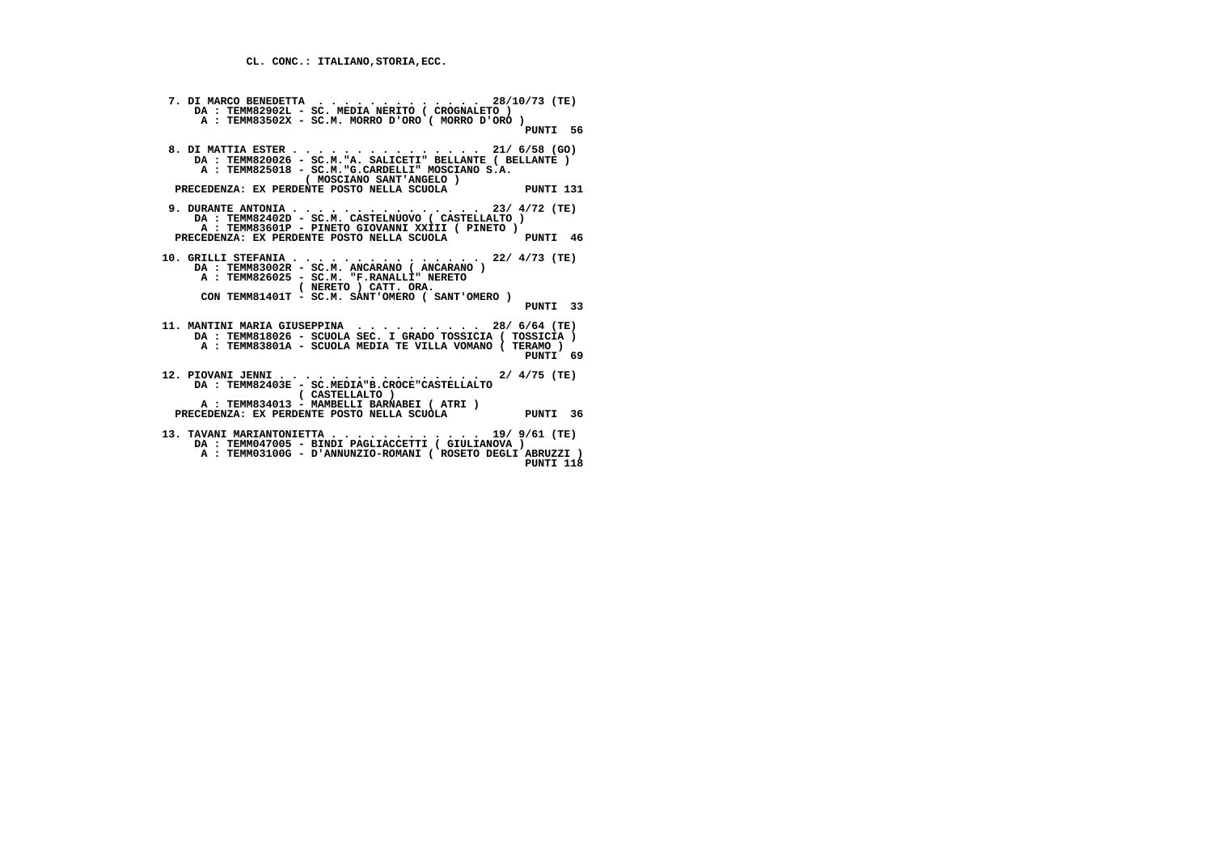CL. CONC.: ITALIANO,STORIA,ECC.

7. DI MARCO BENEDETTA . . . . . . . . . . . . . 28/10/73 (TE)
DA : TEMM82902L - SC. MEDIA NERITO ( CROGNALETO )
A : TEMM83502X - SC.M. MORRO D'ORO ( MORRO D'ORO )
PUNTI 56

8. DI MATTIA ESTER . . . . . . . . . . . . . . 21/ 6/58 (GO)
DA : TEMM820026 - SC.M."A. SALICETI" BELLANTE ( BELLANTE )
A : TEMM825018 - SC.M."G.CARDELLI" MOSCIANO S.A.
( MOSCIANO SANT'ANGELO )
PRECEDENZA: EX PERDENTE POSTO NELLA SCUOLA PUNTI 131

9. DURANTE ANTONIA . . . . . . . . . . . . . . 23/ 4/72 (TE)
DA : TEMM82402D - SC.M. CASTELNUOVO ( CASTELLALTO )
A : TEMM83601P - PINETO GIOVANNI XXIII ( PINETO )
PRECEDENZA: EX PERDENTE POSTO NELLA SCUOLA PUNTI 46

10. GRILLI STEFANIA . . . . . . . . . . . . . . 22/ 4/73 (TE)
DA : TEMM83002R - SC.M. ANCARANO ( ANCARANO )
A : TEMM826025 - SC.M. "F.RANALLI" NERETO
( NERETO ) CATT. ORA.
CON TEMM81401T - SC.M. SANT'OMERO ( SANT'OMERO )
PUNTI 33

11. MANTINI MARIA GIUSEPPINA . . . . . . . . . . 28/ 6/64 (TE)
DA : TEMM818026 - SCUOLA SEC. I GRADO TOSSICIA ( TOSSICIA )
A : TEMM83801A - SCUOLA MEDIA TE VILLA VOMANO ( TERAMO )
PUNTI 69

12. PIOVANI JENNI . . . . . . . . . . . . . . . 2/ 4/75 (TE)
DA : TEMM82403E - SC.MEDIA"B.CROCE"CASTELLALTO
( CASTELLALTO )
A : TEMM834013 - MAMBELLI BARNABEI ( ATRI )
PRECEDENZA: EX PERDENTE POSTO NELLA SCUOLA PUNTI 36

13. TAVANI MARIANTONIETTA . . . . . . . . . . . . 19/ 9/61 (TE)
DA : TEMM047005 - BINDI PAGLIACCETTI ( GIULIANOVA )
A : TEMM03100G - D'ANNUNZIO-ROMANI ( ROSETO DEGLI ABRUZZI )
PUNTI 118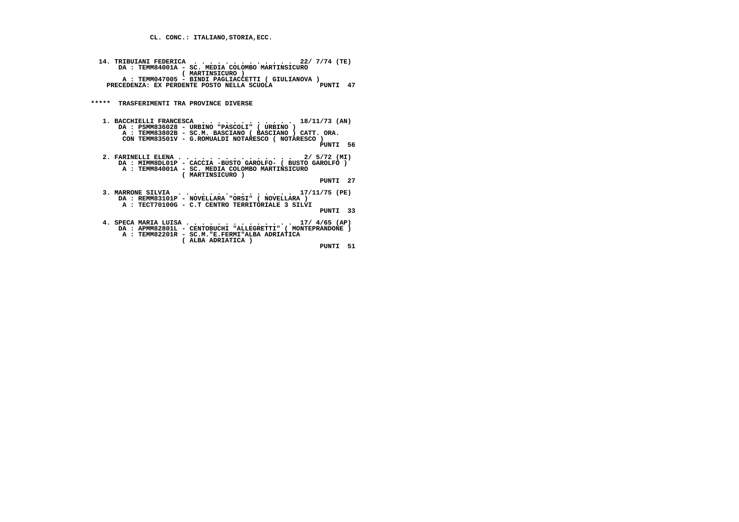CL. CONC.: ITALIANO,STORIA,ECC.

14. TRIBUIANI FEDERICA . . . . . . . . . . . . . 22/ 7/74 (TE)
DA : TEMM84001A - SC. MEDIA COLOMBO MARTINSICURO
( MARTINSICURO )
A : TEMM047005 - BINDI PAGLIACCETTI ( GIULIANOVA )
PRECEDENZA: EX PERDENTE POSTO NELLA SCUOLA PUNTI 47

***** TRASFERIMENTI TRA PROVINCE DIVERSE

1. BACCHIELLI FRANCESCA . . . . . . . . . . . . 18/11/73 (AN)
DA : PSMM836028 - URBINO "PASCOLI" ( URBINO )
A : TEMM83802B - SC.M. BASCIANO ( BASCIANO ) CATT. ORA.
CON TEMM83501V - G.ROMUALDI NOTARESCO ( NOTARESCO )
PUNTI 56

2. FARINELLI ELENA . . . . . . . . . . . . . . . 2/ 5/72 (MI)
DA : MIMM8DL01P - CACCIA -BUSTO GAROLFO- ( BUSTO GAROLFO )
A : TEMM84001A - SC. MEDIA COLOMBO MARTINSICURO
( MARTINSICURO )
PUNTI 27

3. MARRONE SILVIA . . . . . . . . . . . . . . . 17/11/75 (PE)
DA : REMM83101P - NOVELLARA "ORSI" ( NOVELLARA )
A : TECT70100G - C.T CENTRO TERRITORIALE 3 SILVI
PUNTI 33

4. SPECA MARIA LUISA . . . . . . . . . . . . . . 17/ 4/65 (AP)
DA : APMM82801L - CENTOBUCHI "ALLEGRETTI" ( MONTEPRANDONE )
A : TEMM82201R - SC.M."E.FERMI"ALBA ADRIATICA
( ALBA ADRIATICA )
PUNTI 51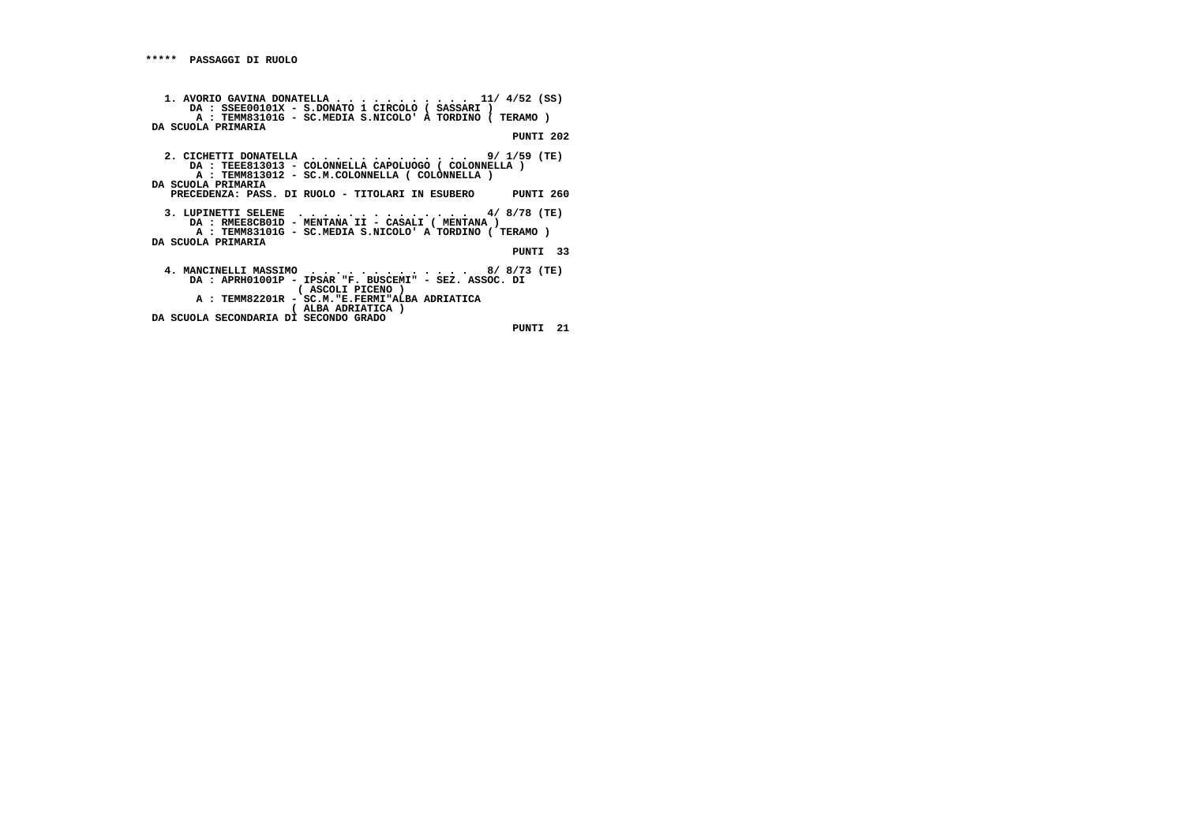**\*\*\*\*\*  PASSAGGI DI RUOLO**

**1. AVORIO GAVINA DONATELLA . . . . . . . . . . . 11/ 4/52 (SS)**
**DA : SSEE00101X - S.DONATO 1 CIRCOLO ( SASSARI )**
**A : TEMM83101G - SC.MEDIA S.NICOLO' A TORDINO ( TERAMO )**
**DA SCUOLA PRIMARIA**
**PUNTI 202**

**2. CICHETTI DONATELLA . . . . . . . . . . . . . 9/ 1/59 (TE)**
**DA : TEEE813013 - COLONNELLA CAPOLUOGO ( COLONNELLA )**
**A : TEMM813012 - SC.M.COLONNELLA ( COLONNELLA )**
**DA SCUOLA PRIMARIA**
**PRECEDENZA: PASS. DI RUOLO - TITOLARI IN ESUBERO    PUNTI 260**

**3. LUPINETTI SELENE . . . . . . . . . . . . . . 4/ 8/78 (TE)**
**DA : RMEE8CB01D - MENTANA II - CASALI ( MENTANA )**
**A : TEMM83101G - SC.MEDIA S.NICOLO' A TORDINO ( TERAMO )**
**DA SCUOLA PRIMARIA**
**PUNTI 33**

**4. MANCINELLI MASSIMO . . . . . . . . . . . . . 8/ 8/73 (TE)**
**DA : APRH01001P - IPSAR "F. BUSCEMI" - SEZ. ASSOC. DI ( ASCOLI PICENO )**
**A : TEMM82201R - SC.M."E.FERMI"ALBA ADRIATICA ( ALBA ADRIATICA )**
**DA SCUOLA SECONDARIA DI SECONDO GRADO**
**PUNTI 21**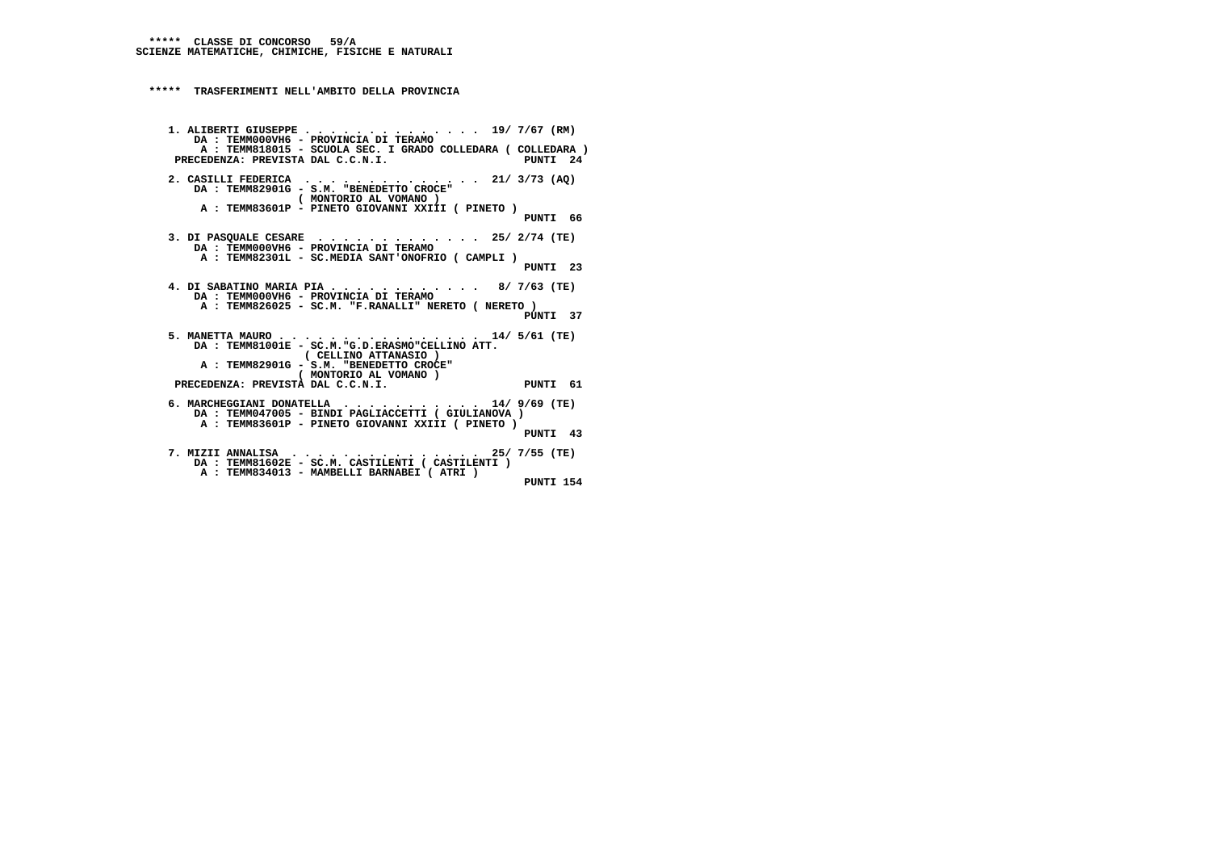***** CLASSE DI CONCORSO 59/A
SCIENZE MATEMATICHE, CHIMICHE, FISICHE E NATURALI

***** TRASFERIMENTI NELL'AMBITO DELLA PROVINCIA

1. ALIBERTI GIUSEPPE . . . . . . . . . . . . . . 19/ 7/67 (RM)
   DA : TEMM000VH6 - PROVINCIA DI TERAMO
   A : TEMM818015 - SCUOLA SEC. I GRADO COLLEDARA ( COLLEDARA )
   PRECEDENZA: PREVISTA DAL C.C.N.I. PUNTI 24

2. CASILLI FEDERICA . . . . . . . . . . . . . . 21/ 3/73 (AQ)
   DA : TEMM82901G - S.M. "BENEDETTO CROCE" ( MONTORIO AL VOMANO )
   A : TEMM83601P - PINETO GIOVANNI XXIII ( PINETO )
   PUNTI 66

3. DI PASQUALE CESARE . . . . . . . . . . . . . 25/ 2/74 (TE)
   DA : TEMM000VH6 - PROVINCIA DI TERAMO
   A : TEMM82301L - SC.MEDIA SANT'ONOFRIO ( CAMPLI )
   PUNTI 23

4. DI SABATINO MARIA PIA . . . . . . . . . . . . 8/ 7/63 (TE)
   DA : TEMM000VH6 - PROVINCIA DI TERAMO
   A : TEMM826025 - SC.M. "F.RANALLI" NERETO ( NERETO )
   PUNTI 37

5. MANETTA MAURO . . . . . . . . . . . . . . . . 14/ 5/61 (TE)
   DA : TEMM81001E - SC.M."G.D.ERASMO"CELLINO ATT. ( CELLINO ATTANASIO )
   A : TEMM82901G - S.M. "BENEDETTO CROCE" ( MONTORIO AL VOMANO )
   PRECEDENZA: PREVISTA DAL C.C.N.I. PUNTI 61

6. MARCHEGGIANI DONATELLA . . . . . . . . . . . 14/ 9/69 (TE)
   DA : TEMM047005 - BINDI PAGLIACCETTI ( GIULIANOVA )
   A : TEMM83601P - PINETO GIOVANNI XXIII ( PINETO )
   PUNTI 43

7. MIZII ANNALISA . . . . . . . . . . . . . . . 25/ 7/55 (TE)
   DA : TEMM81602E - SC.M. CASTILENTI ( CASTILENTI )
   A : TEMM834013 - MAMBELLI BARNABEI ( ATRI )
   PUNTI 154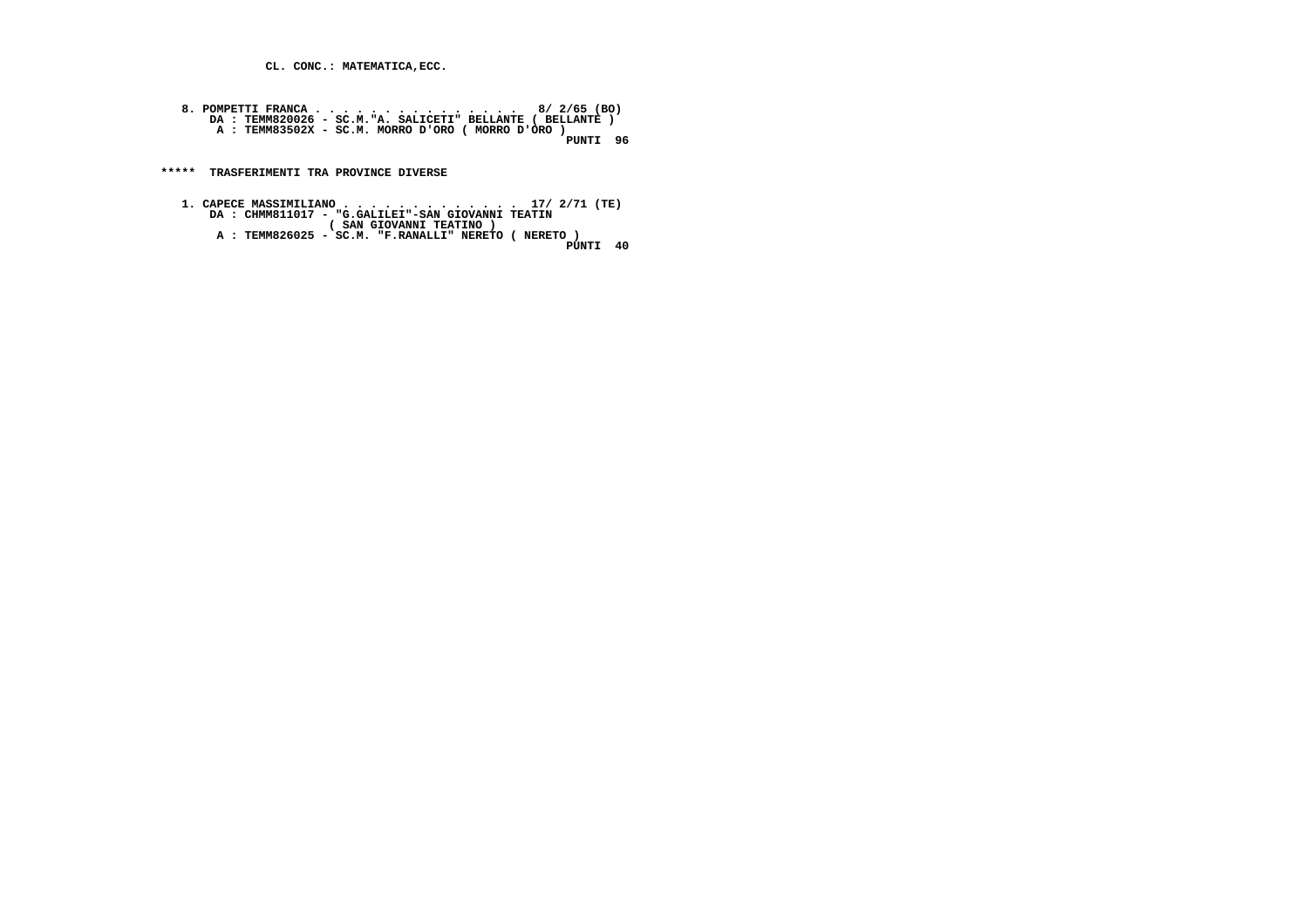**CL. CONC.: MATEMATICA,ECC.**

**8. POMPETTI FRANCA . . . . . . . . . . . . . . . 8/ 2/65 (BO)**
**DA : TEMM820026 - SC.M."A. SALICETI" BELLANTE ( BELLANTE )**
**A : TEMM83502X - SC.M. MORRO D'ORO ( MORRO D'ORO )**
**PUNTI 96**

**\*\*\*\*\* TRASFERIMENTI TRA PROVINCE DIVERSE**

**1. CAPECE MASSIMILIANO . . . . . . . . . . . . . 17/ 2/71 (TE)**
**DA : CHMM811017 - "G.GALILEI"-SAN GIOVANNI TEATIN**
**( SAN GIOVANNI TEATINO )**
**A : TEMM826025 - SC.M. "F.RANALLI" NERETO ( NERETO )**
**PUNTI 40**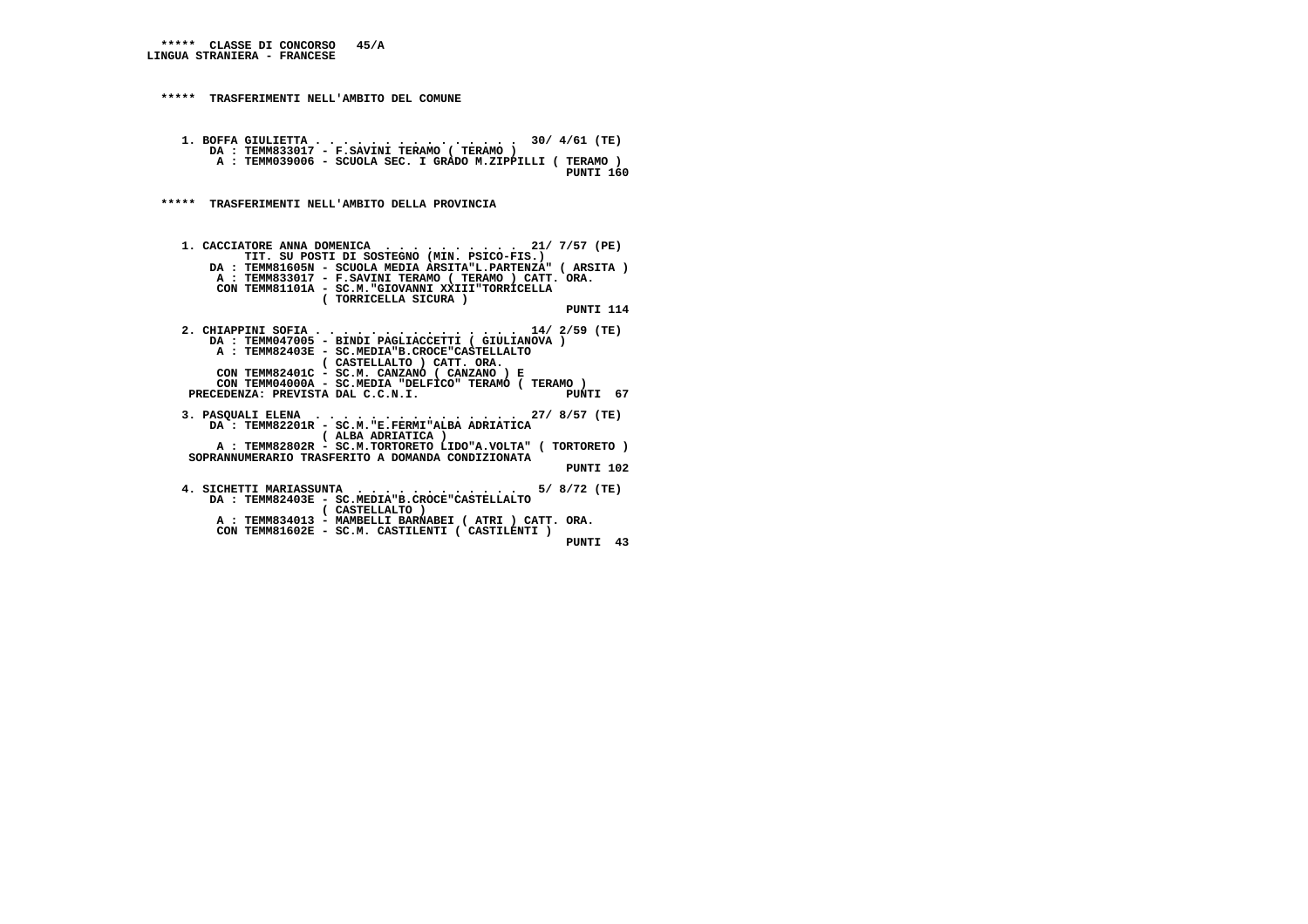**\*\*\*\*\* CLASSE DI CONCORSO 45/A**
**LINGUA STRANIERA - FRANCESE**

**\*\*\*\*\* TRASFERIMENTI NELL'AMBITO DEL COMUNE**

```
1. BOFFA GIULIETTA . . . . . . . . . . . . . .  30/ 4/61 (TE)
     DA : TEMM833017 - F.SAVINI TERAMO ( TERAMO )
      A : TEMM039006 - SCUOLA SEC. I GRADO M.ZIPPILLI ( TERAMO )
                                                         PUNTI 160
```

**\*\*\*\*\* TRASFERIMENTI NELL'AMBITO DELLA PROVINCIA**

```
1. CACCIATORE ANNA DOMENICA  . . . . . . . . .  21/ 7/57 (PE)
         TIT. SU POSTI DI SOSTEGNO (MIN. PSICO-FIS.)
    DA : TEMM81605N - SCUOLA MEDIA ARSITA"L.PARTENZA" ( ARSITA )
     A : TEMM833017 - F.SAVINI TERAMO ( TERAMO ) CATT. ORA.
     CON TEMM81101A - SC.M."GIOVANNI XXIII"TORRICELLA
                    ( TORRICELLA SICURA )
                                                         PUNTI 114

2. CHIAPPINI SOFIA . . . . . . . . . . . . . .  14/ 2/59 (TE)
    DA : TEMM047005 - BINDI PAGLIACCETTI ( GIULIANOVA )
     A : TEMM82403E - SC.MEDIA"B.CROCE"CASTELLALTO
                    ( CASTELLALTO ) CATT. ORA.
     CON TEMM82401C - SC.M. CANZANO ( CANZANO ) E
     CON TEMM04000A - SC.MEDIA "DELFICO" TERAMO ( TERAMO )
  PRECEDENZA: PREVISTA DAL C.C.N.I.                      PUNTI  67

3. PASQUALI ELENA  . . . . . . . . . . . . . .  27/ 8/57 (TE)
    DA : TEMM82201R - SC.M."E.FERMI"ALBA ADRIATICA
                    ( ALBA ADRIATICA )
     A : TEMM82802R - SC.M.TORTORETO LIDO"A.VOLTA" ( TORTORETO )
  SOPRANNUMERARIO TRASFERITO A DOMANDA CONDIZIONATA
                                                         PUNTI 102

4. SICHETTI MARIASSUNTA  . . . . . . . . . . .   5/ 8/72 (TE)
    DA : TEMM82403E - SC.MEDIA"B.CROCE"CASTELLALTO
                    ( CASTELLALTO )
     A : TEMM834013 - MAMBELLI BARNABEI ( ATRI ) CATT. ORA.
     CON TEMM81602E - SC.M. CASTILENTI ( CASTILENTI )
                                                         PUNTI  43
```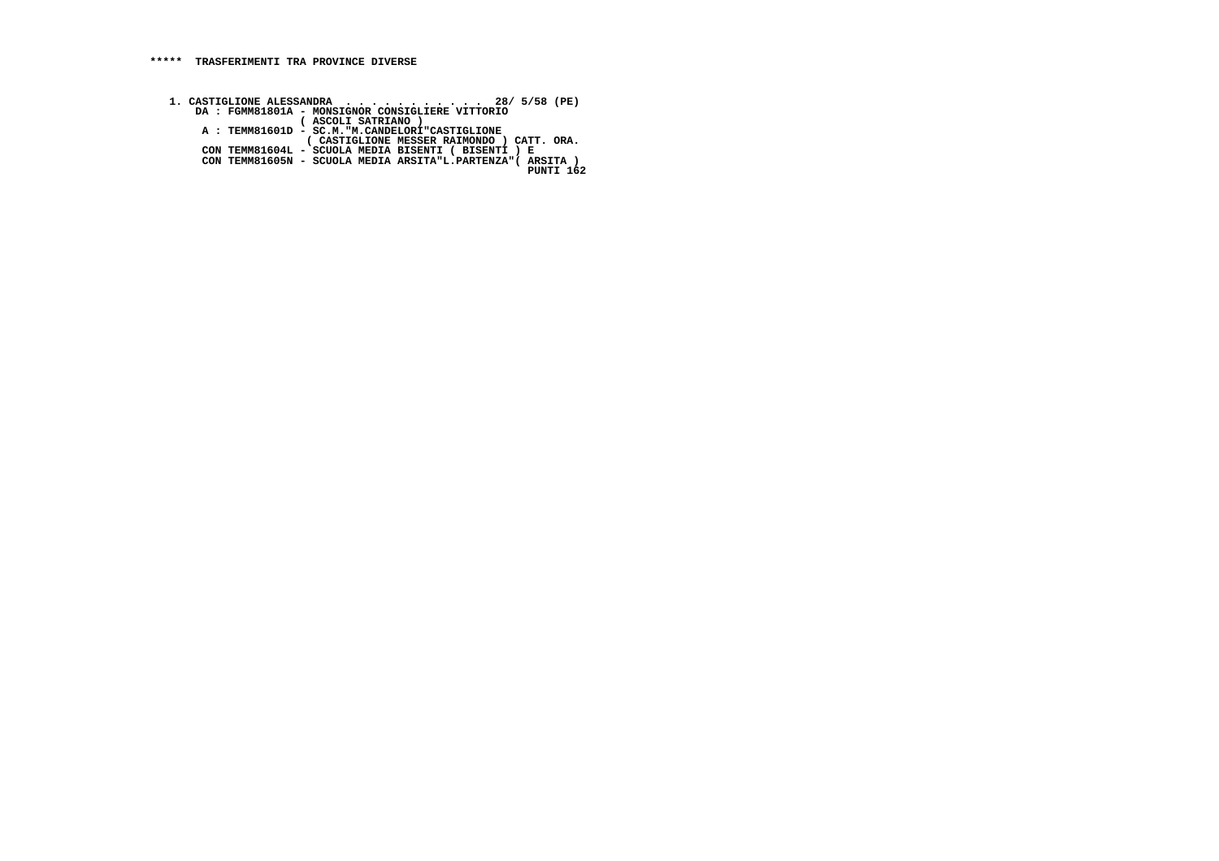**\*\*\*\*\*  TRASFERIMENTI TRA PROVINCE DIVERSE**

```
1. CASTIGLIONE ALESSANDRA  . . . . . . . . . . .  28/ 5/58 (PE)
    DA : FGMM81801A - MONSIGNOR CONSIGLIERE VITTORIO
                    ( ASCOLI SATRIANO )
     A : TEMM81601D - SC.M."M.CANDELORI"CASTIGLIONE
                     ( CASTIGLIONE MESSER RAIMONDO ) CATT. ORA.
     CON TEMM81604L - SCUOLA MEDIA BISENTI ( BISENTI ) E
     CON TEMM81605N - SCUOLA MEDIA ARSITA"L.PARTENZA"( ARSITA )
                                                      PUNTI 162
```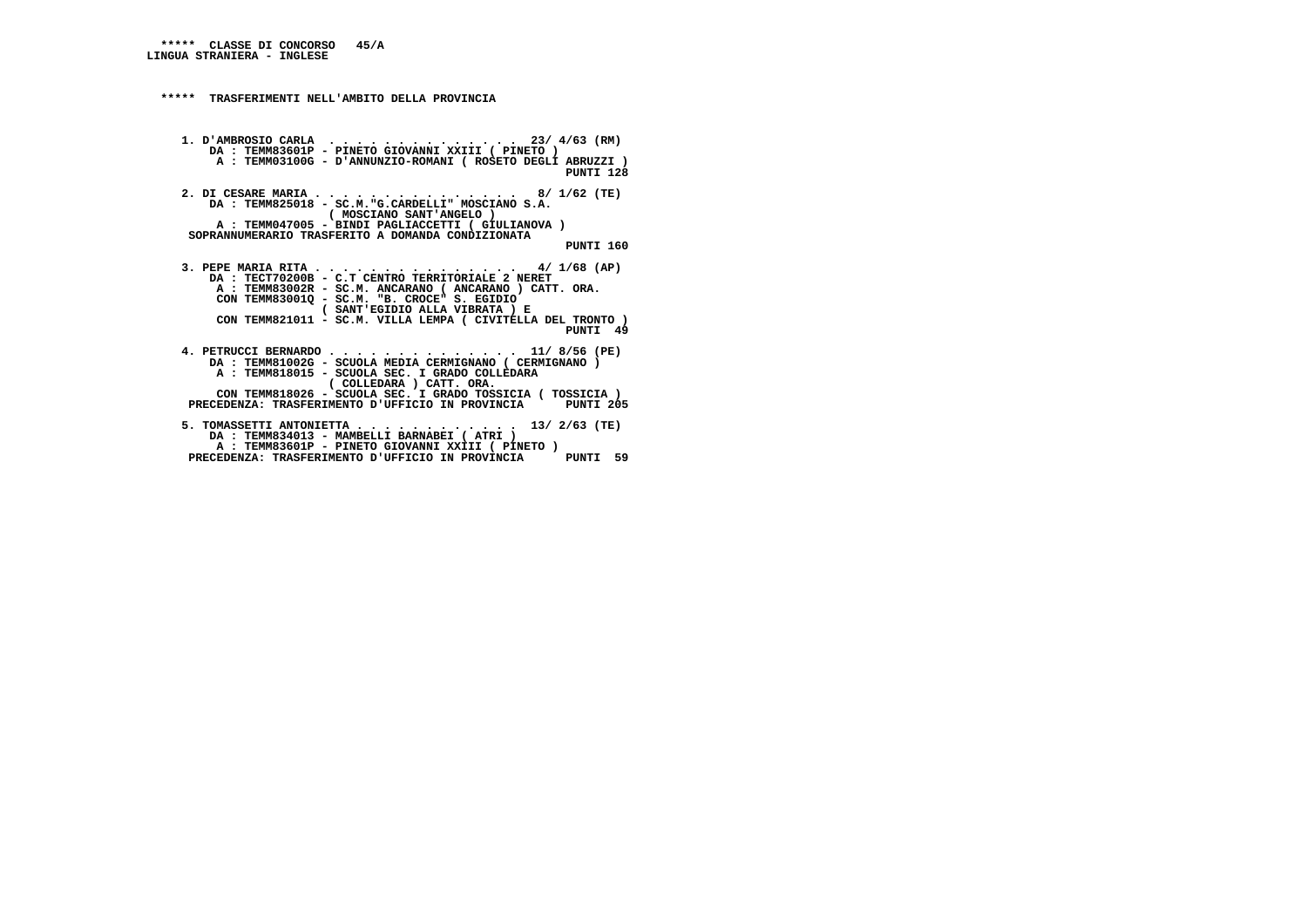***** CLASSE DI CONCORSO 45/A
LINGUA STRANIERA - INGLESE

***** TRASFERIMENTI NELL'AMBITO DELLA PROVINCIA

1. D'AMBROSIO CARLA . . . . . . . . . . . . . . 23/ 4/63 (RM)
   DA : TEMM83601P - PINETO GIOVANNI XXIII ( PINETO )
   A : TEMM03100G - D'ANNUNZIO-ROMANI ( ROSETO DEGLI ABRUZZI )
   PUNTI 128

2. DI CESARE MARIA . . . . . . . . . . . . . . . 8/ 1/62 (TE)
   DA : TEMM825018 - SC.M."G.CARDELLI" MOSCIANO S.A.
   ( MOSCIANO SANT'ANGELO )
   A : TEMM047005 - BINDI PAGLIACCETTI ( GIULIANOVA )
   SOPRANNUMERARIO TRASFERITO A DOMANDA CONDIZIONATA
   PUNTI 160

3. PEPE MARIA RITA . . . . . . . . . . . . . . . 4/ 1/68 (AP)
   DA : TECT70200B - C.T CENTRO TERRITORIALE 2 NERET
   A : TEMM83002R - SC.M. ANCARANO ( ANCARANO ) CATT. ORA.
   CON TEMM83001Q - SC.M. "B. CROCE" S. EGIDIO
   ( SANT'EGIDIO ALLA VIBRATA ) E
   CON TEMM821011 - SC.M. VILLA LEMPA ( CIVITELLA DEL TRONTO )
   PUNTI 49

4. PETRUCCI BERNARDO . . . . . . . . . . . . . . 11/ 8/56 (PE)
   DA : TEMM81002G - SCUOLA MEDIA CERMIGNANO ( CERMIGNANO )
   A : TEMM818015 - SCUOLA SEC. I GRADO COLLEDARA
   ( COLLEDARA ) CATT. ORA.
   CON TEMM818026 - SCUOLA SEC. I GRADO TOSSICIA ( TOSSICIA )
   PRECEDENZA: TRASFERIMENTO D'UFFICIO IN PROVINCIA PUNTI 205

5. TOMASSETTI ANTONIETTA . . . . . . . . . . . . 13/ 2/63 (TE)
   DA : TEMM834013 - MAMBELLI BARNABEI ( ATRI )
   A : TEMM83601P - PINETO GIOVANNI XXIII ( PINETO )
   PRECEDENZA: TRASFERIMENTO D'UFFICIO IN PROVINCIA PUNTI 59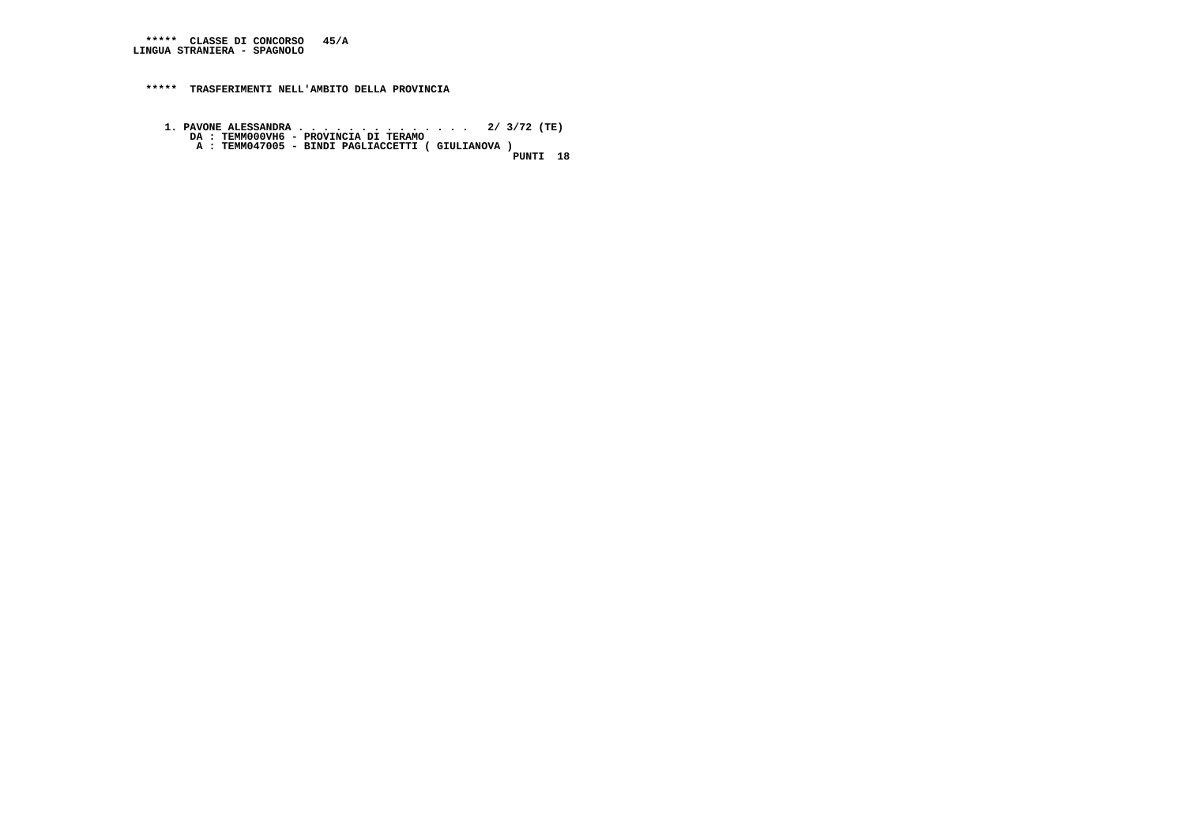**\*\*\*\*\*  CLASSE DI CONCORSO   45/A**
**LINGUA STRANIERA - SPAGNOLO**

**\*\*\*\*\*  TRASFERIMENTI NELL'AMBITO DELLA PROVINCIA**

```
1. PAVONE ALESSANDRA . . . . . . . . . . . . . .  2/ 3/72 (TE)
   DA : TEMM000VH6 - PROVINCIA DI TERAMO
    A : TEMM047005 - BINDI PAGLIACCETTI ( GIULIANOVA )
                                                      PUNTI  18
```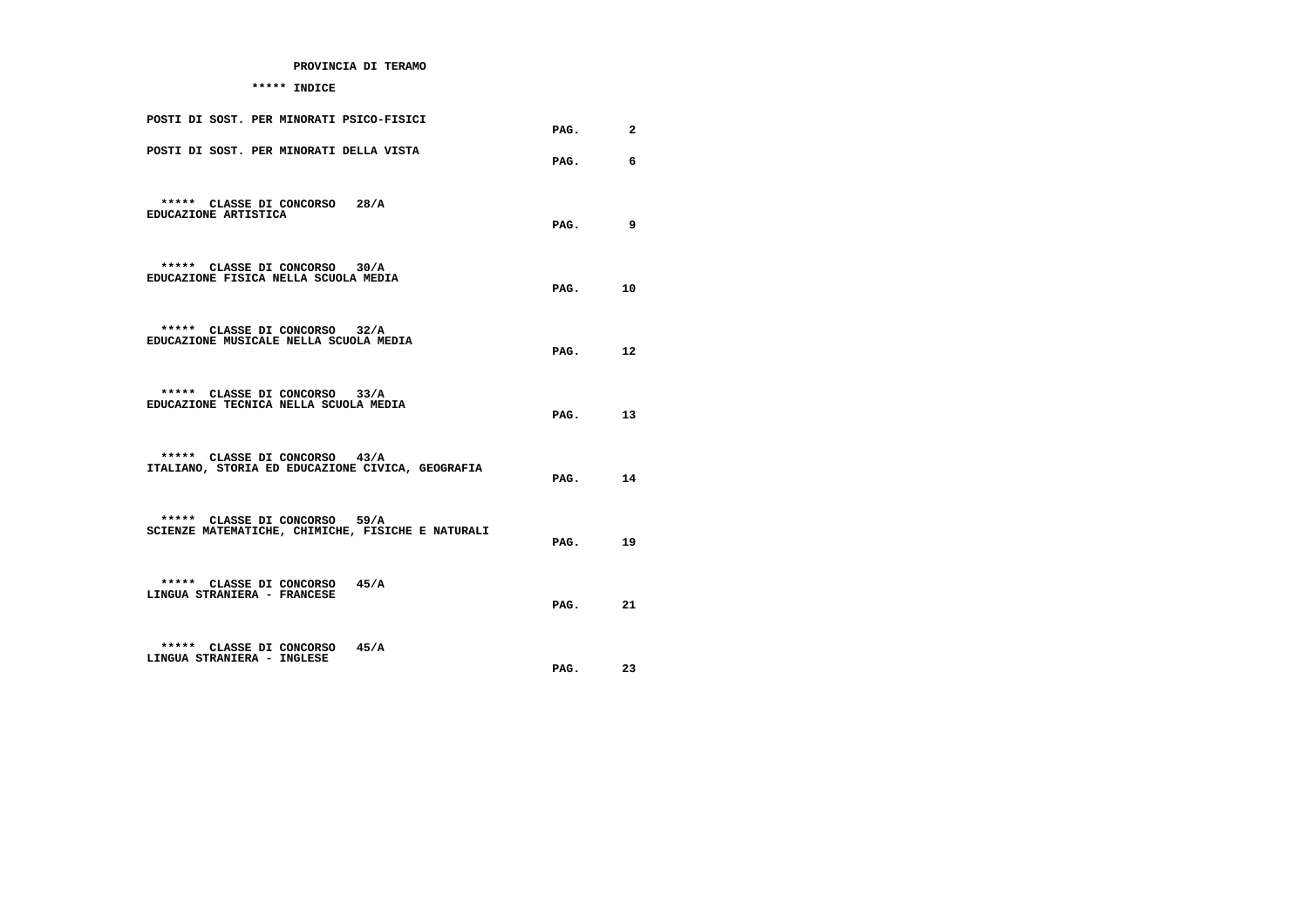**PROVINCIA DI TERAMO**

**\*\*\*\*\* INDICE**

| | | |
|---|---|---|
| POSTI DI SOST. PER MINORATI PSICO-FISICI | PAG. | 2 |
| POSTI DI SOST. PER MINORATI DELLA VISTA | PAG. | 6 |
| ***** CLASSE DI CONCORSO 28/A<br>EDUCAZIONE ARTISTICA | PAG. | 9 |
| ***** CLASSE DI CONCORSO 30/A<br>EDUCAZIONE FISICA NELLA SCUOLA MEDIA | PAG. | 10 |
| ***** CLASSE DI CONCORSO 32/A<br>EDUCAZIONE MUSICALE NELLA SCUOLA MEDIA | PAG. | 12 |
| ***** CLASSE DI CONCORSO 33/A<br>EDUCAZIONE TECNICA NELLA SCUOLA MEDIA | PAG. | 13 |
| ***** CLASSE DI CONCORSO 43/A<br>ITALIANO, STORIA ED EDUCAZIONE CIVICA, GEOGRAFIA | PAG. | 14 |
| ***** CLASSE DI CONCORSO 59/A<br>SCIENZE MATEMATICHE, CHIMICHE, FISICHE E NATURALI | PAG. | 19 |
| ***** CLASSE DI CONCORSO 45/A<br>LINGUA STRANIERA - FRANCESE | PAG. | 21 |
| ***** CLASSE DI CONCORSO 45/A<br>LINGUA STRANIERA - INGLESE | PAG. | 23 |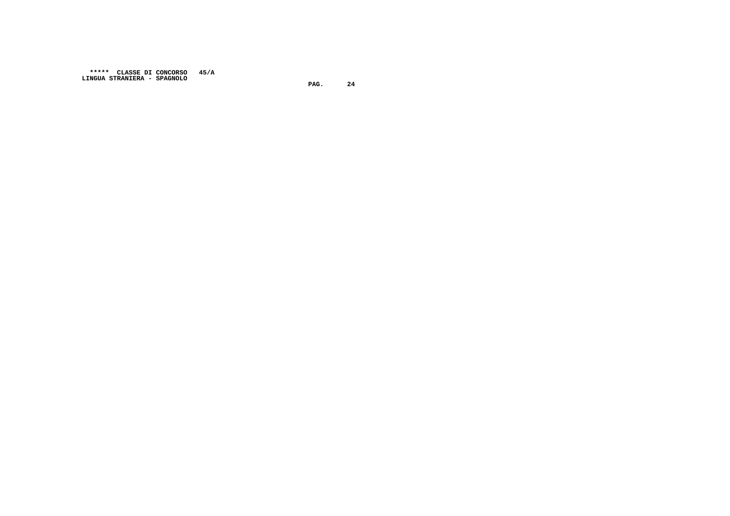***** CLASSE DI CONCORSO 45/A
LINGUA STRANIERA - SPAGNOLO